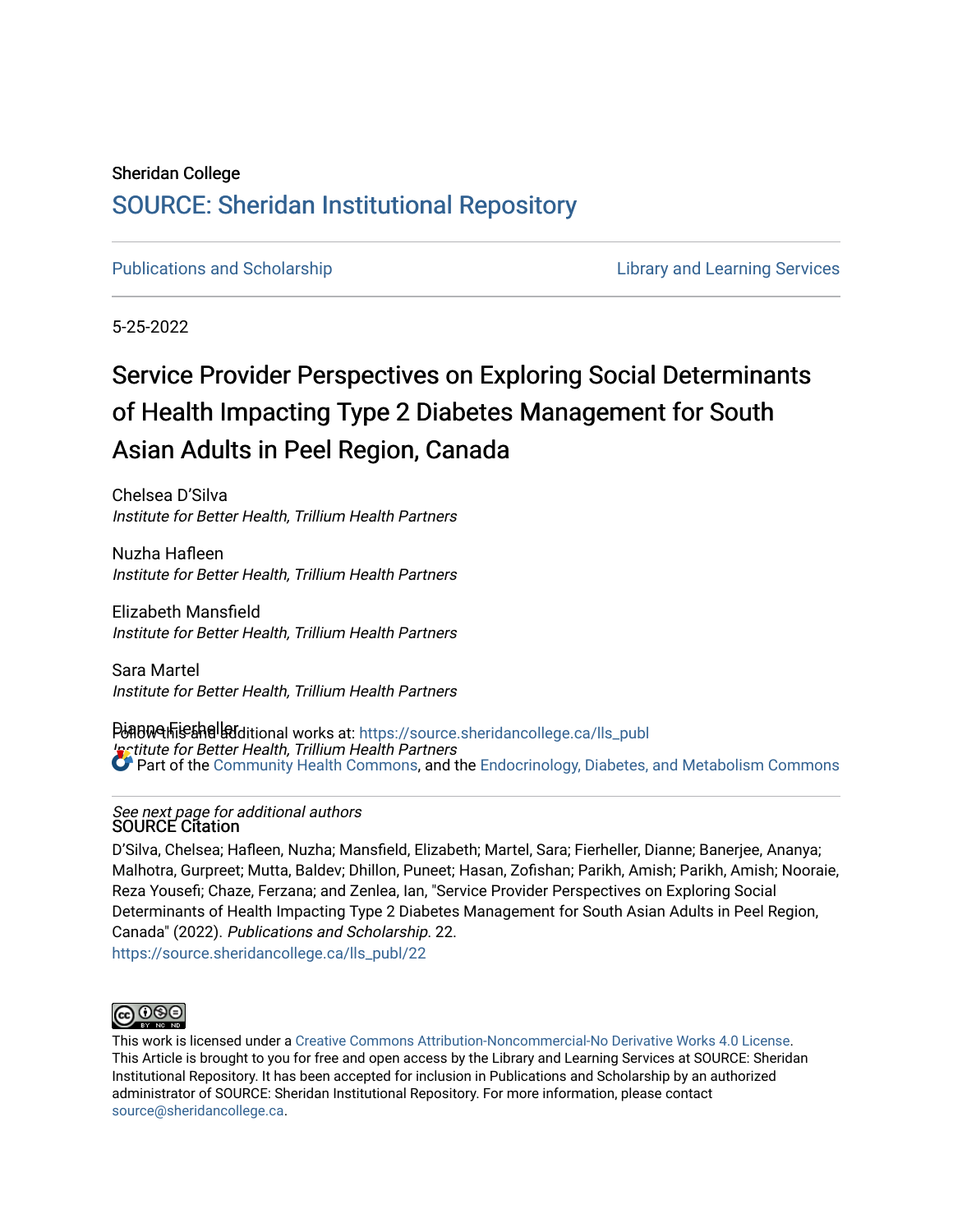Sheridan College

# SOURCE: Sheridan Institutional Repository

Publications and Scholarship | Library and Learning Services

5-25-2022

# Service Provider Perspectives on Exploring Social Determinants of Health Impacting Type 2 Diabetes Management for South Asian Adults in Peel Region, Canada

Chelsea D'Silva
*Institute for Better Health, Trillium Health Partners*

Nuzha Hafleen
*Institute for Better Health, Trillium Health Partners*

Elizabeth Mansfield
*Institute for Better Health, Trillium Health Partners*

Sara Martel
*Institute for Better Health, Trillium Health Partners*

Dianne Fierheller
*Institute for Better Health, Trillium Health Partners*

*See next page for additional authors*

Follow this and additional works at: https://source.sheridancollege.ca/lls_publ

Part of the Community Health Commons, and the Endocrinology, Diabetes, and Metabolism Commons

## SOURCE Citation

D'Silva, Chelsea; Hafleen, Nuzha; Mansfield, Elizabeth; Martel, Sara; Fierheller, Dianne; Banerjee, Ananya; Malhotra, Gurpreet; Mutta, Baldev; Dhillon, Puneet; Hasan, Zofishan; Parikh, Amish; Parikh, Amish; Nooraie, Reza Yousefi; Chaze, Ferzana; and Zenlea, Ian, "Service Provider Perspectives on Exploring Social Determinants of Health Impacting Type 2 Diabetes Management for South Asian Adults in Peel Region, Canada" (2022). *Publications and Scholarship*. 22.
https://source.sheridancollege.ca/lls_publ/22

This work is licensed under a Creative Commons Attribution-Noncommercial-No Derivative Works 4.0 License. This Article is brought to you for free and open access by the Library and Learning Services at SOURCE: Sheridan Institutional Repository. It has been accepted for inclusion in Publications and Scholarship by an authorized administrator of SOURCE: Sheridan Institutional Repository. For more information, please contact source@sheridancollege.ca.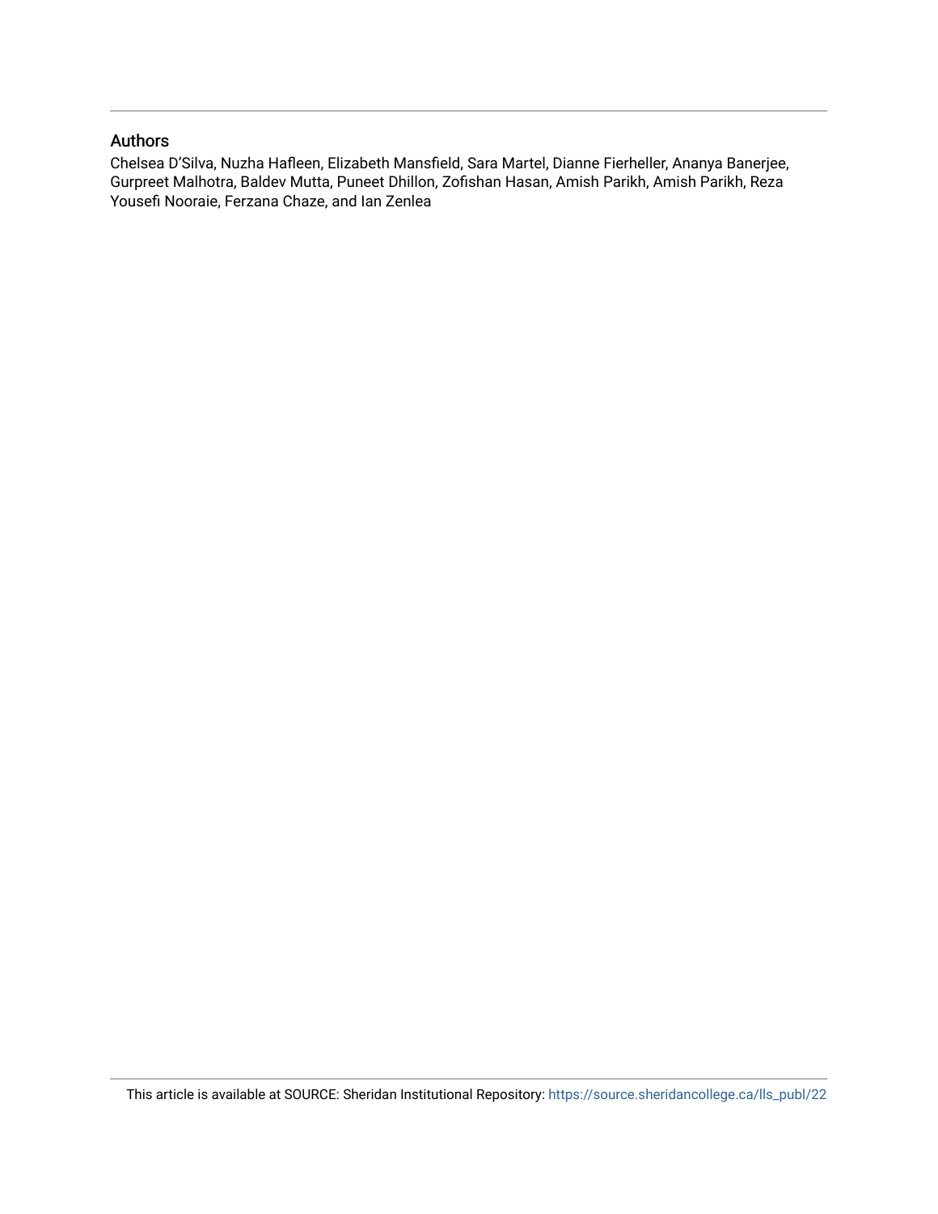## Authors

Chelsea D'Silva, Nuzha Hafleen, Elizabeth Mansfield, Sara Martel, Dianne Fierheller, Ananya Banerjee, Gurpreet Malhotra, Baldev Mutta, Puneet Dhillon, Zofishan Hasan, Amish Parikh, Amish Parikh, Reza Yousefi Nooraie, Ferzana Chaze, and Ian Zenlea

This article is available at SOURCE: Sheridan Institutional Repository: https://source.sheridancollege.ca/lls_publ/22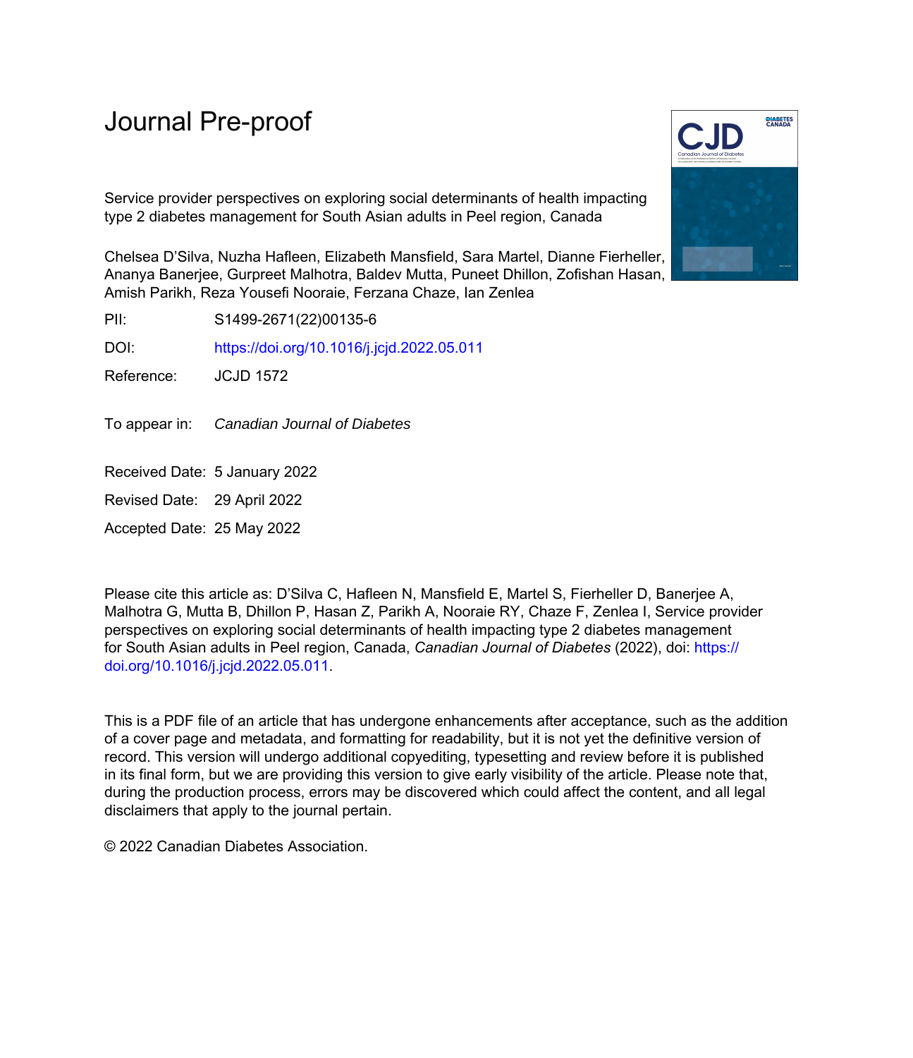# Journal Pre-proof

Service provider perspectives on exploring social determinants of health impacting type 2 diabetes management for South Asian adults in Peel region, Canada

Chelsea D'Silva, Nuzha Hafleen, Elizabeth Mansfield, Sara Martel, Dianne Fierheller, Ananya Banerjee, Gurpreet Malhotra, Baldev Mutta, Puneet Dhillon, Zofishan Hasan, Amish Parikh, Reza Yousefi Nooraie, Ferzana Chaze, Ian Zenlea

PII: S1499-2671(22)00135-6

DOI: https://doi.org/10.1016/j.jcjd.2022.05.011

Reference: JCJD 1572

To appear in: *Canadian Journal of Diabetes*

Received Date: 5 January 2022

Revised Date: 29 April 2022

Accepted Date: 25 May 2022

Please cite this article as: D'Silva C, Hafleen N, Mansfield E, Martel S, Fierheller D, Banerjee A, Malhotra G, Mutta B, Dhillon P, Hasan Z, Parikh A, Nooraie RY, Chaze F, Zenlea I, Service provider perspectives on exploring social determinants of health impacting type 2 diabetes management for South Asian adults in Peel region, Canada, *Canadian Journal of Diabetes* (2022), doi: https://doi.org/10.1016/j.jcjd.2022.05.011.

This is a PDF file of an article that has undergone enhancements after acceptance, such as the addition of a cover page and metadata, and formatting for readability, but it is not yet the definitive version of record. This version will undergo additional copyediting, typesetting and review before it is published in its final form, but we are providing this version to give early visibility of the article. Please note that, during the production process, errors may be discovered which could affect the content, and all legal disclaimers that apply to the journal pertain.

© 2022 Canadian Diabetes Association.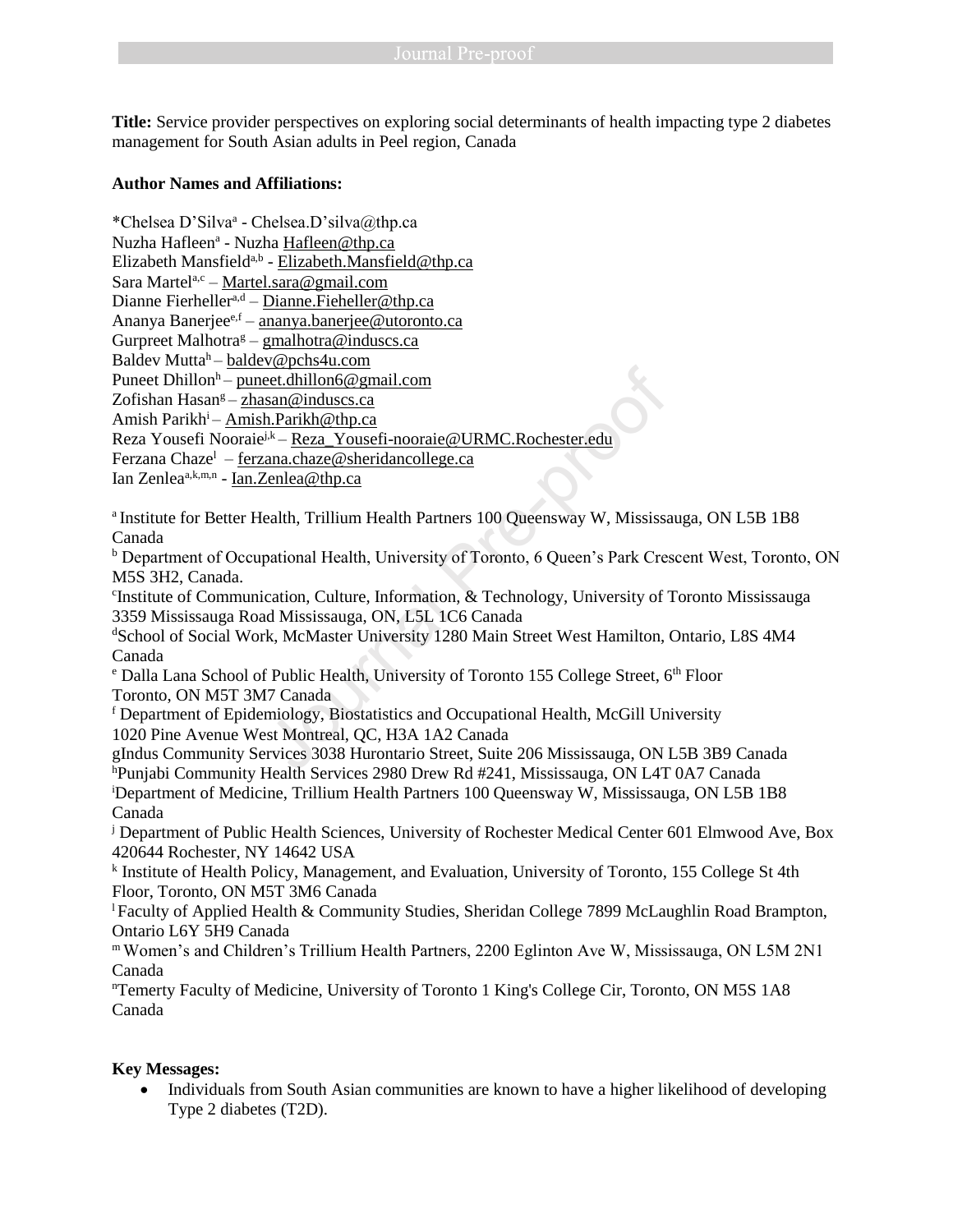**Title:** Service provider perspectives on exploring social determinants of health impacting type 2 diabetes management for South Asian adults in Peel region, Canada

**Author Names and Affiliations:**

*Chelsea D'Silva[a] - Chelsea.D'silva@thp.ca
Nuzha Hafleen[a] - Nuzha Hafleen@thp.ca
Elizabeth Mansfield[a,b] - Elizabeth.Mansfield@thp.ca
Sara Martel[a,c] – Martel.sara@gmail.com
Dianne Fierheller[a,d] – Dianne.Fieheller@thp.ca
Ananya Banerjee[e,f] – ananya.banerjee@utoronto.ca
Gurpreet Malhotra[g] – gmalhotra@induscs.ca
Baldev Mutta[h] – baldev@pchs4u.com
Puneet Dhillon[h] – puneet.dhillon6@gmail.com
Zofishan Hasan[g] – zhasan@induscs.ca
Amish Parikh[i] – Amish.Parikh@thp.ca
Reza Yousefi Nooraie[j,k] – Reza_Yousefi-nooraie@URMC.Rochester.edu
Ferzana Chaze[l] – ferzana.chaze@sheridancollege.ca
Ian Zenlea[a,k,m,n] - Ian.Zenlea@thp.ca

[a] Institute for Better Health, Trillium Health Partners 100 Queensway W, Mississauga, ON L5B 1B8 Canada
[b] Department of Occupational Health, University of Toronto, 6 Queen's Park Crescent West, Toronto, ON M5S 3H2, Canada.
[c] Institute of Communication, Culture, Information, & Technology, University of Toronto Mississauga 3359 Mississauga Road Mississauga, ON, L5L 1C6 Canada
[d] School of Social Work, McMaster University 1280 Main Street West Hamilton, Ontario, L8S 4M4 Canada
[e] Dalla Lana School of Public Health, University of Toronto 155 College Street, 6th Floor Toronto, ON M5T 3M7 Canada
[f] Department of Epidemiology, Biostatistics and Occupational Health, McGill University 1020 Pine Avenue West Montreal, QC, H3A 1A2 Canada
[g] Indus Community Services 3038 Hurontario Street, Suite 206 Mississauga, ON L5B 3B9 Canada
[h] Punjabi Community Health Services 2980 Drew Rd #241, Mississauga, ON L4T 0A7 Canada
[i] Department of Medicine, Trillium Health Partners 100 Queensway W, Mississauga, ON L5B 1B8 Canada
[j] Department of Public Health Sciences, University of Rochester Medical Center 601 Elmwood Ave, Box 420644 Rochester, NY 14642 USA
[k] Institute of Health Policy, Management, and Evaluation, University of Toronto, 155 College St 4th Floor, Toronto, ON M5T 3M6 Canada
[l] Faculty of Applied Health & Community Studies, Sheridan College 7899 McLaughlin Road Brampton, Ontario L6Y 5H9 Canada
[m] Women's and Children's Trillium Health Partners, 2200 Eglinton Ave W, Mississauga, ON L5M 2N1 Canada
[n] Temerty Faculty of Medicine, University of Toronto 1 King's College Cir, Toronto, ON M5S 1A8 Canada

**Key Messages:**

- Individuals from South Asian communities are known to have a higher likelihood of developing Type 2 diabetes (T2D).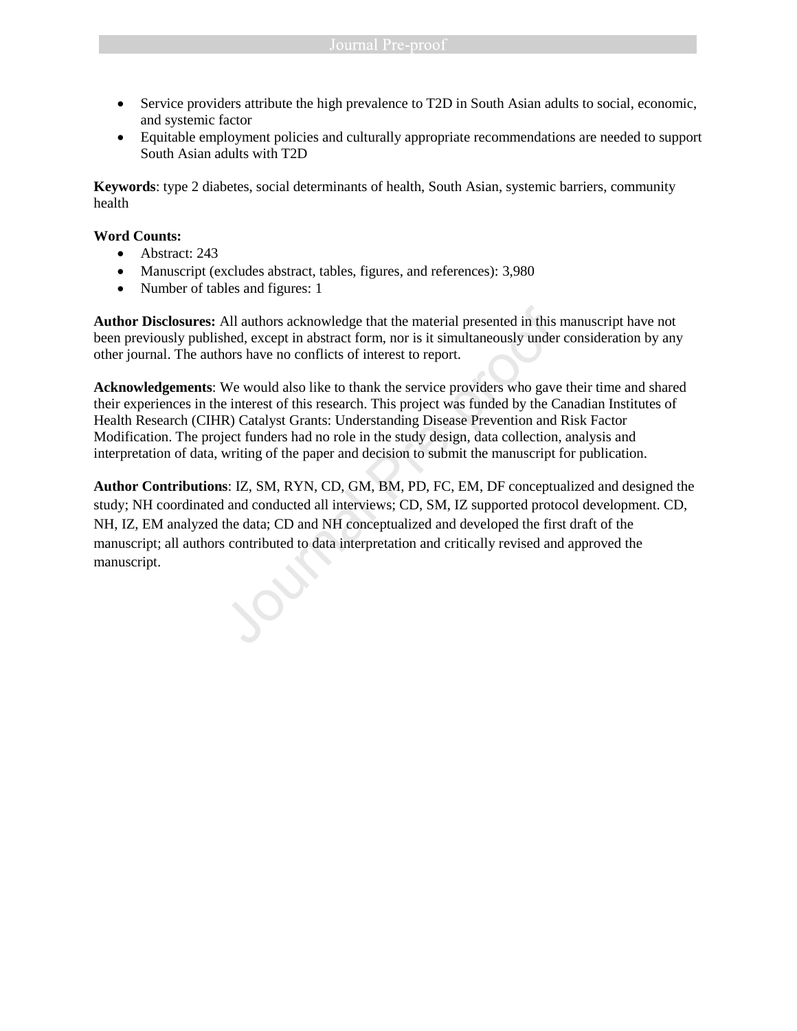- Service providers attribute the high prevalence to T2D in South Asian adults to social, economic, and systemic factor
- Equitable employment policies and culturally appropriate recommendations are needed to support South Asian adults with T2D

**Keywords**: type 2 diabetes, social determinants of health, South Asian, systemic barriers, community health

**Word Counts:**

- Abstract: 243
- Manuscript (excludes abstract, tables, figures, and references): 3,980
- Number of tables and figures: 1

**Author Disclosures:** All authors acknowledge that the material presented in this manuscript have not been previously published, except in abstract form, nor is it simultaneously under consideration by any other journal. The authors have no conflicts of interest to report.

**Acknowledgements**: We would also like to thank the service providers who gave their time and shared their experiences in the interest of this research. This project was funded by the Canadian Institutes of Health Research (CIHR) Catalyst Grants: Understanding Disease Prevention and Risk Factor Modification. The project funders had no role in the study design, data collection, analysis and interpretation of data, writing of the paper and decision to submit the manuscript for publication.

**Author Contributions**: IZ, SM, RYN, CD, GM, BM, PD, FC, EM, DF conceptualized and designed the study; NH coordinated and conducted all interviews; CD, SM, IZ supported protocol development. CD, NH, IZ, EM analyzed the data; CD and NH conceptualized and developed the first draft of the manuscript; all authors contributed to data interpretation and critically revised and approved the manuscript.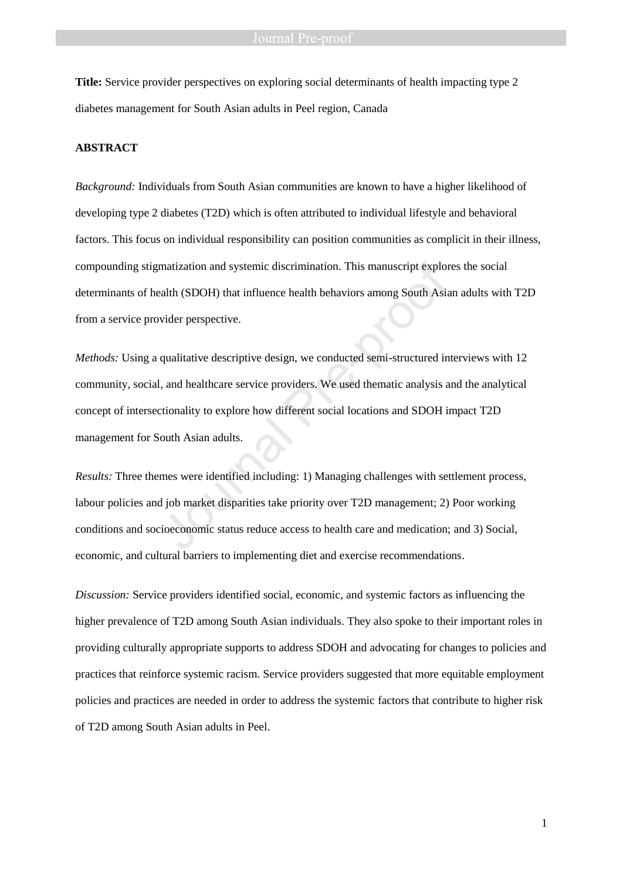**Title:** Service provider perspectives on exploring social determinants of health impacting type 2 diabetes management for South Asian adults in Peel region, Canada

**ABSTRACT**

*Background:* Individuals from South Asian communities are known to have a higher likelihood of developing type 2 diabetes (T2D) which is often attributed to individual lifestyle and behavioral factors. This focus on individual responsibility can position communities as complicit in their illness, compounding stigmatization and systemic discrimination. This manuscript explores the social determinants of health (SDOH) that influence health behaviors among South Asian adults with T2D from a service provider perspective.

*Methods:* Using a qualitative descriptive design, we conducted semi-structured interviews with 12 community, social, and healthcare service providers. We used thematic analysis and the analytical concept of intersectionality to explore how different social locations and SDOH impact T2D management for South Asian adults.

*Results:* Three themes were identified including: 1) Managing challenges with settlement process, labour policies and job market disparities take priority over T2D management; 2) Poor working conditions and socioeconomic status reduce access to health care and medication; and 3) Social, economic, and cultural barriers to implementing diet and exercise recommendations.

*Discussion:* Service providers identified social, economic, and systemic factors as influencing the higher prevalence of T2D among South Asian individuals. They also spoke to their important roles in providing culturally appropriate supports to address SDOH and advocating for changes to policies and practices that reinforce systemic racism. Service providers suggested that more equitable employment policies and practices are needed in order to address the systemic factors that contribute to higher risk of T2D among South Asian adults in Peel.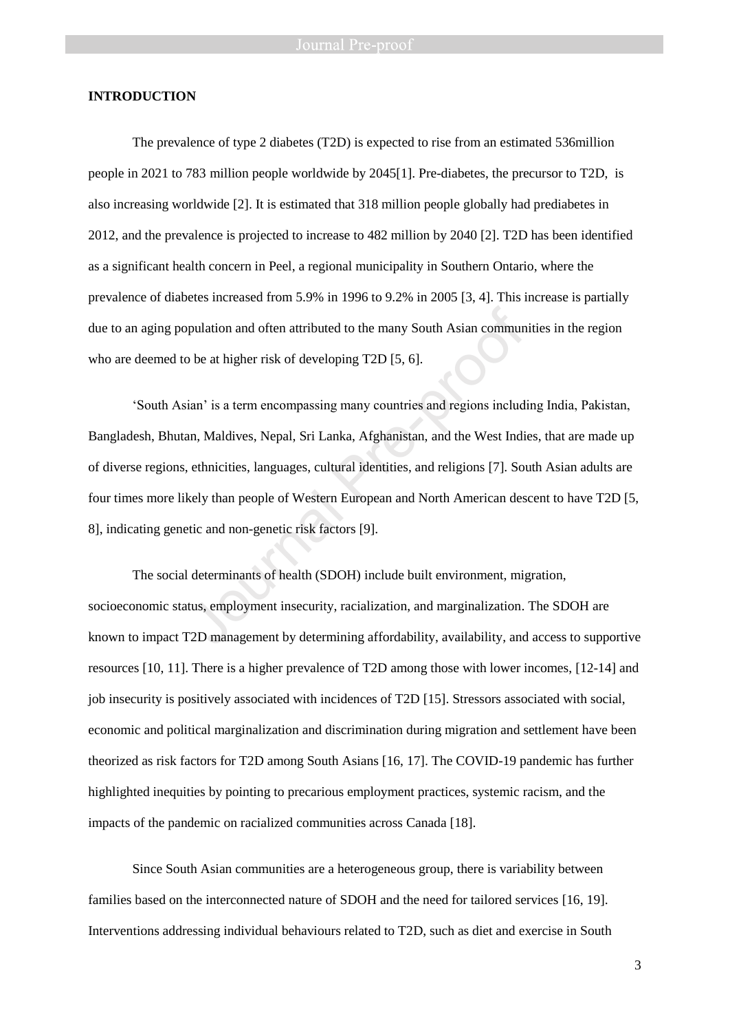## INTRODUCTION

The prevalence of type 2 diabetes (T2D) is expected to rise from an estimated 536million people in 2021 to 783 million people worldwide by 2045[1]. Pre-diabetes, the precursor to T2D, is also increasing worldwide [2]. It is estimated that 318 million people globally had prediabetes in 2012, and the prevalence is projected to increase to 482 million by 2040 [2]. T2D has been identified as a significant health concern in Peel, a regional municipality in Southern Ontario, where the prevalence of diabetes increased from 5.9% in 1996 to 9.2% in 2005 [3, 4]. This increase is partially due to an aging population and often attributed to the many South Asian communities in the region who are deemed to be at higher risk of developing T2D [5, 6].

'South Asian' is a term encompassing many countries and regions including India, Pakistan, Bangladesh, Bhutan, Maldives, Nepal, Sri Lanka, Afghanistan, and the West Indies, that are made up of diverse regions, ethnicities, languages, cultural identities, and religions [7]. South Asian adults are four times more likely than people of Western European and North American descent to have T2D [5, 8], indicating genetic and non-genetic risk factors [9].

The social determinants of health (SDOH) include built environment, migration, socioeconomic status, employment insecurity, racialization, and marginalization. The SDOH are known to impact T2D management by determining affordability, availability, and access to supportive resources [10, 11]. There is a higher prevalence of T2D among those with lower incomes, [12-14] and job insecurity is positively associated with incidences of T2D [15]. Stressors associated with social, economic and political marginalization and discrimination during migration and settlement have been theorized as risk factors for T2D among South Asians [16, 17]. The COVID-19 pandemic has further highlighted inequities by pointing to precarious employment practices, systemic racism, and the impacts of the pandemic on racialized communities across Canada [18].

Since South Asian communities are a heterogeneous group, there is variability between families based on the interconnected nature of SDOH and the need for tailored services [16, 19]. Interventions addressing individual behaviours related to T2D, such as diet and exercise in South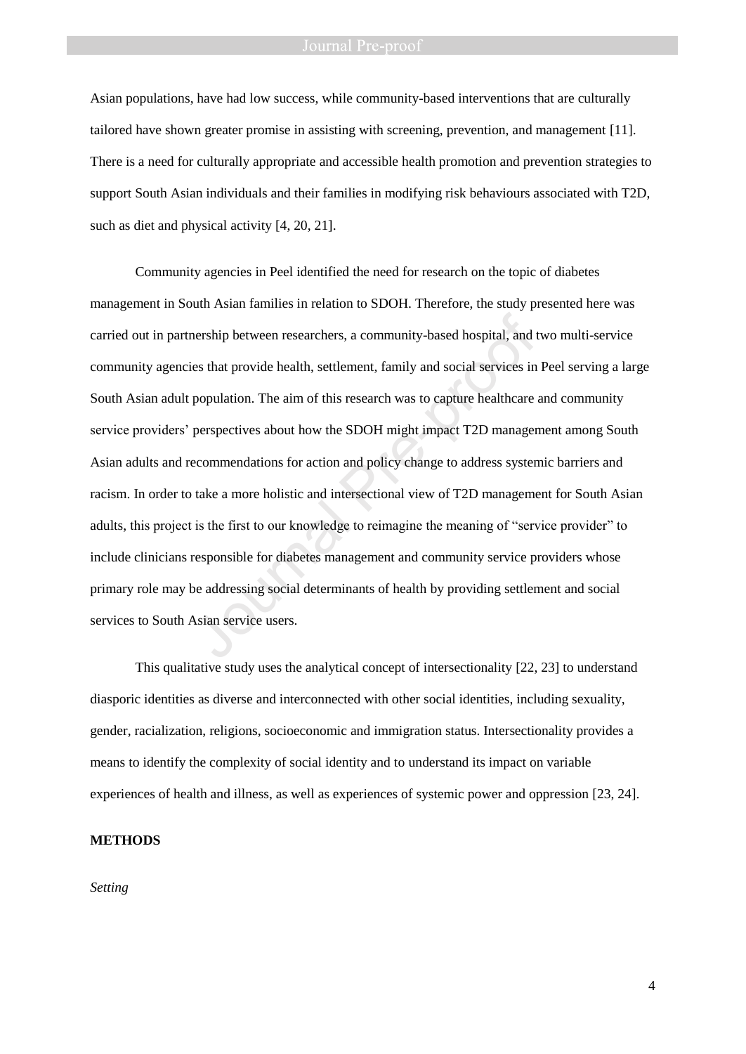Asian populations, have had low success, while community-based interventions that are culturally tailored have shown greater promise in assisting with screening, prevention, and management [11]. There is a need for culturally appropriate and accessible health promotion and prevention strategies to support South Asian individuals and their families in modifying risk behaviours associated with T2D, such as diet and physical activity [4, 20, 21].

Community agencies in Peel identified the need for research on the topic of diabetes management in South Asian families in relation to SDOH. Therefore, the study presented here was carried out in partnership between researchers, a community-based hospital, and two multi-service community agencies that provide health, settlement, family and social services in Peel serving a large South Asian adult population. The aim of this research was to capture healthcare and community service providers' perspectives about how the SDOH might impact T2D management among South Asian adults and recommendations for action and policy change to address systemic barriers and racism. In order to take a more holistic and intersectional view of T2D management for South Asian adults, this project is the first to our knowledge to reimagine the meaning of "service provider" to include clinicians responsible for diabetes management and community service providers whose primary role may be addressing social determinants of health by providing settlement and social services to South Asian service users.

This qualitative study uses the analytical concept of intersectionality [22, 23] to understand diasporic identities as diverse and interconnected with other social identities, including sexuality, gender, racialization, religions, socioeconomic and immigration status. Intersectionality provides a means to identify the complexity of social identity and to understand its impact on variable experiences of health and illness, as well as experiences of systemic power and oppression [23, 24].

## METHODS

*Setting*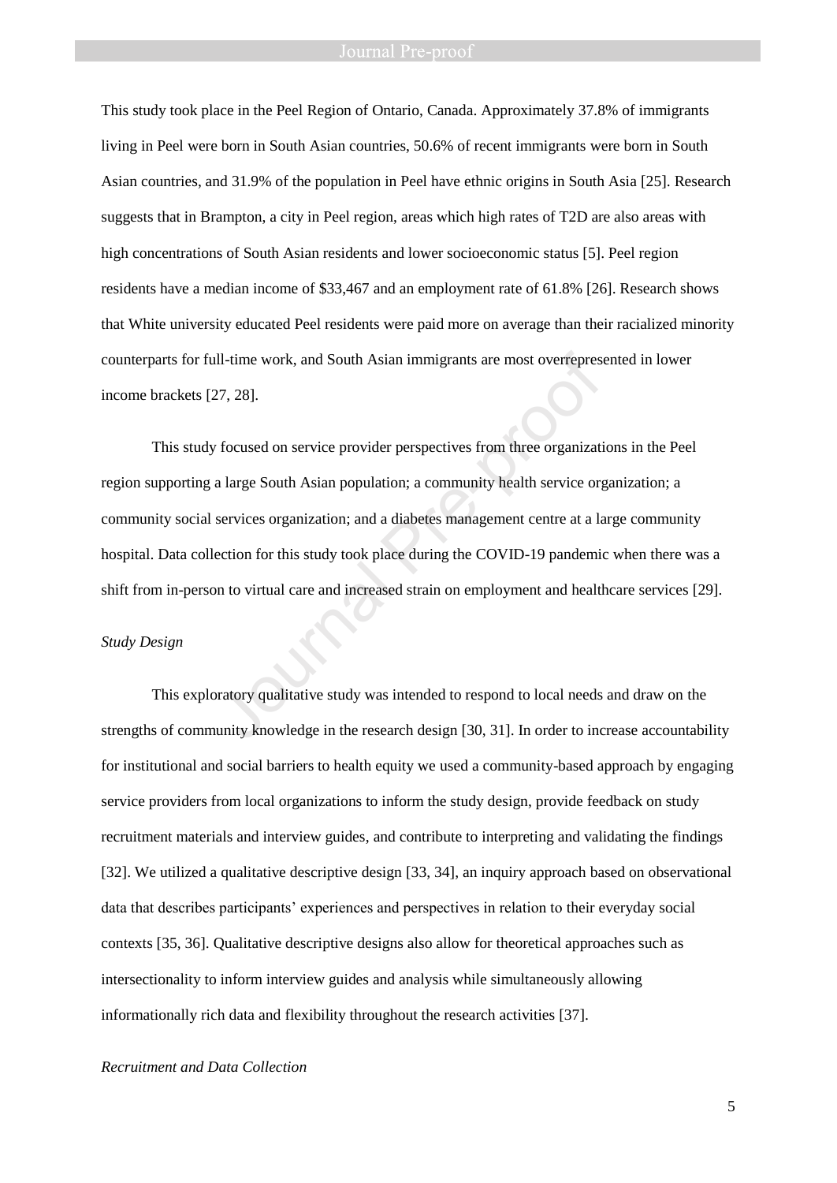This study took place in the Peel Region of Ontario, Canada. Approximately 37.8% of immigrants living in Peel were born in South Asian countries, 50.6% of recent immigrants were born in South Asian countries, and 31.9% of the population in Peel have ethnic origins in South Asia [25]. Research suggests that in Brampton, a city in Peel region, areas which high rates of T2D are also areas with high concentrations of South Asian residents and lower socioeconomic status [5]. Peel region residents have a median income of $33,467 and an employment rate of 61.8% [26]. Research shows that White university educated Peel residents were paid more on average than their racialized minority counterparts for full-time work, and South Asian immigrants are most overrepresented in lower income brackets [27, 28].

This study focused on service provider perspectives from three organizations in the Peel region supporting a large South Asian population; a community health service organization; a community social services organization; and a diabetes management centre at a large community hospital. Data collection for this study took place during the COVID-19 pandemic when there was a shift from in-person to virtual care and increased strain on employment and healthcare services [29].

*Study Design*

This exploratory qualitative study was intended to respond to local needs and draw on the strengths of community knowledge in the research design [30, 31]. In order to increase accountability for institutional and social barriers to health equity we used a community-based approach by engaging service providers from local organizations to inform the study design, provide feedback on study recruitment materials and interview guides, and contribute to interpreting and validating the findings [32]. We utilized a qualitative descriptive design [33, 34], an inquiry approach based on observational data that describes participants' experiences and perspectives in relation to their everyday social contexts [35, 36]. Qualitative descriptive designs also allow for theoretical approaches such as intersectionality to inform interview guides and analysis while simultaneously allowing informationally rich data and flexibility throughout the research activities [37].

*Recruitment and Data Collection*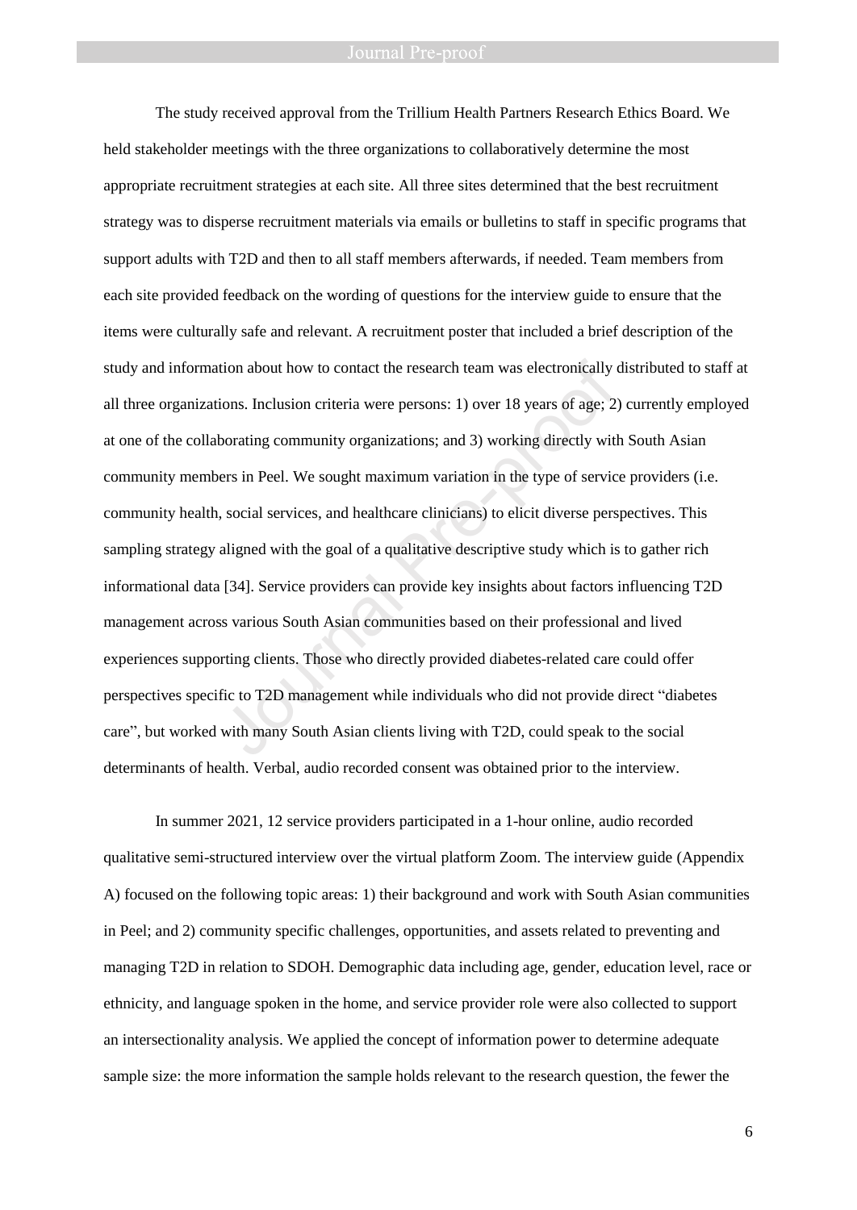The study received approval from the Trillium Health Partners Research Ethics Board. We held stakeholder meetings with the three organizations to collaboratively determine the most appropriate recruitment strategies at each site. All three sites determined that the best recruitment strategy was to disperse recruitment materials via emails or bulletins to staff in specific programs that support adults with T2D and then to all staff members afterwards, if needed. Team members from each site provided feedback on the wording of questions for the interview guide to ensure that the items were culturally safe and relevant. A recruitment poster that included a brief description of the study and information about how to contact the research team was electronically distributed to staff at all three organizations. Inclusion criteria were persons: 1) over 18 years of age; 2) currently employed at one of the collaborating community organizations; and 3) working directly with South Asian community members in Peel. We sought maximum variation in the type of service providers (i.e. community health, social services, and healthcare clinicians) to elicit diverse perspectives. This sampling strategy aligned with the goal of a qualitative descriptive study which is to gather rich informational data [34]. Service providers can provide key insights about factors influencing T2D management across various South Asian communities based on their professional and lived experiences supporting clients. Those who directly provided diabetes-related care could offer perspectives specific to T2D management while individuals who did not provide direct "diabetes care", but worked with many South Asian clients living with T2D, could speak to the social determinants of health. Verbal, audio recorded consent was obtained prior to the interview.

In summer 2021, 12 service providers participated in a 1-hour online, audio recorded qualitative semi-structured interview over the virtual platform Zoom. The interview guide (Appendix A) focused on the following topic areas: 1) their background and work with South Asian communities in Peel; and 2) community specific challenges, opportunities, and assets related to preventing and managing T2D in relation to SDOH. Demographic data including age, gender, education level, race or ethnicity, and language spoken in the home, and service provider role were also collected to support an intersectionality analysis. We applied the concept of information power to determine adequate sample size: the more information the sample holds relevant to the research question, the fewer the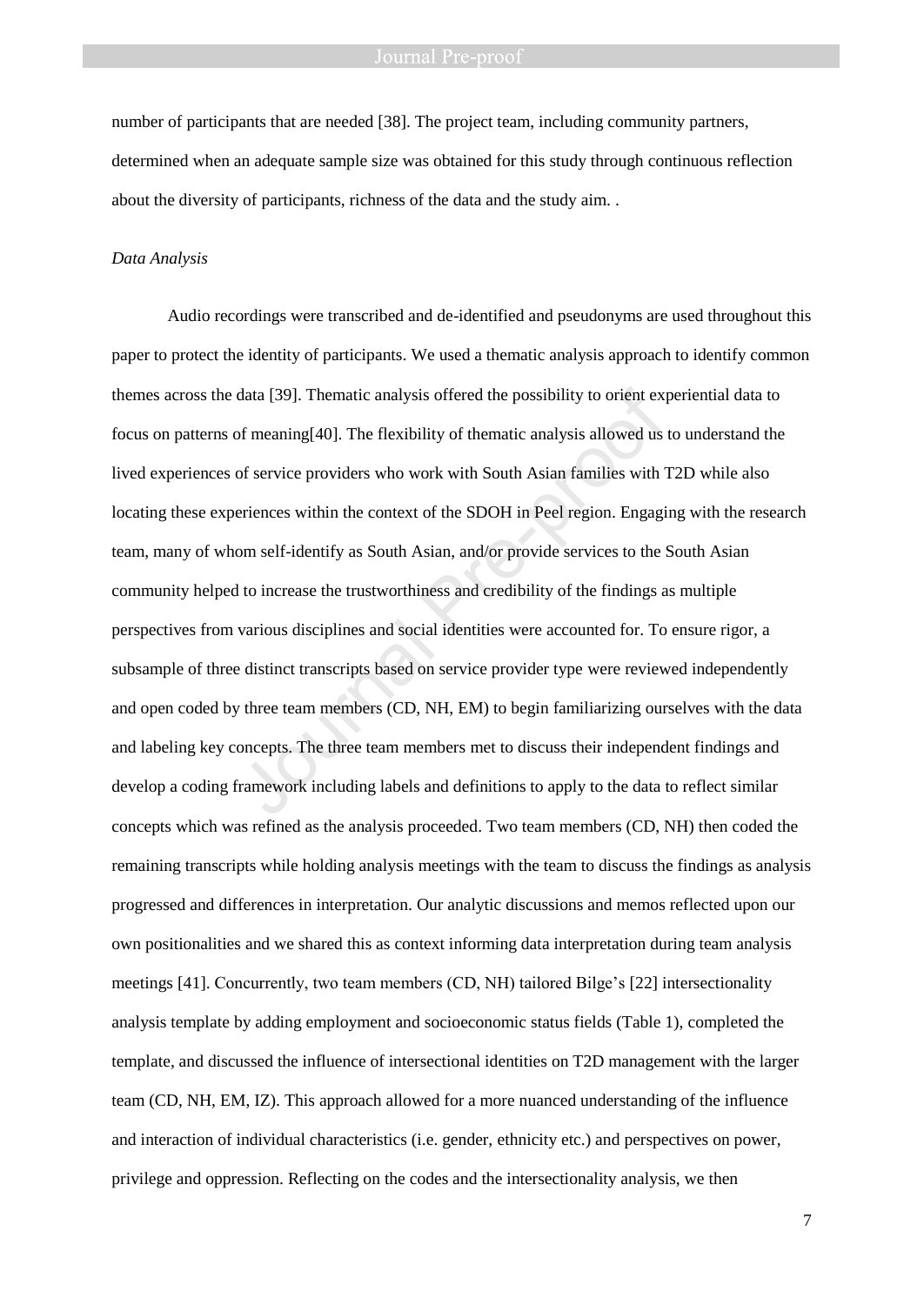number of participants that are needed [38]. The project team, including community partners, determined when an adequate sample size was obtained for this study through continuous reflection about the diversity of participants, richness of the data and the study aim. .

*Data Analysis*

Audio recordings were transcribed and de-identified and pseudonyms are used throughout this paper to protect the identity of participants. We used a thematic analysis approach to identify common themes across the data [39]. Thematic analysis offered the possibility to orient experiential data to focus on patterns of meaning[40]. The flexibility of thematic analysis allowed us to understand the lived experiences of service providers who work with South Asian families with T2D while also locating these experiences within the context of the SDOH in Peel region. Engaging with the research team, many of whom self-identify as South Asian, and/or provide services to the South Asian community helped to increase the trustworthiness and credibility of the findings as multiple perspectives from various disciplines and social identities were accounted for. To ensure rigor, a subsample of three distinct transcripts based on service provider type were reviewed independently and open coded by three team members (CD, NH, EM) to begin familiarizing ourselves with the data and labeling key concepts. The three team members met to discuss their independent findings and develop a coding framework including labels and definitions to apply to the data to reflect similar concepts which was refined as the analysis proceeded. Two team members (CD, NH) then coded the remaining transcripts while holding analysis meetings with the team to discuss the findings as analysis progressed and differences in interpretation. Our analytic discussions and memos reflected upon our own positionalities and we shared this as context informing data interpretation during team analysis meetings [41]. Concurrently, two team members (CD, NH) tailored Bilge's [22] intersectionality analysis template by adding employment and socioeconomic status fields (Table 1), completed the template, and discussed the influence of intersectional identities on T2D management with the larger team (CD, NH, EM, IZ). This approach allowed for a more nuanced understanding of the influence and interaction of individual characteristics (i.e. gender, ethnicity etc.) and perspectives on power, privilege and oppression. Reflecting on the codes and the intersectionality analysis, we then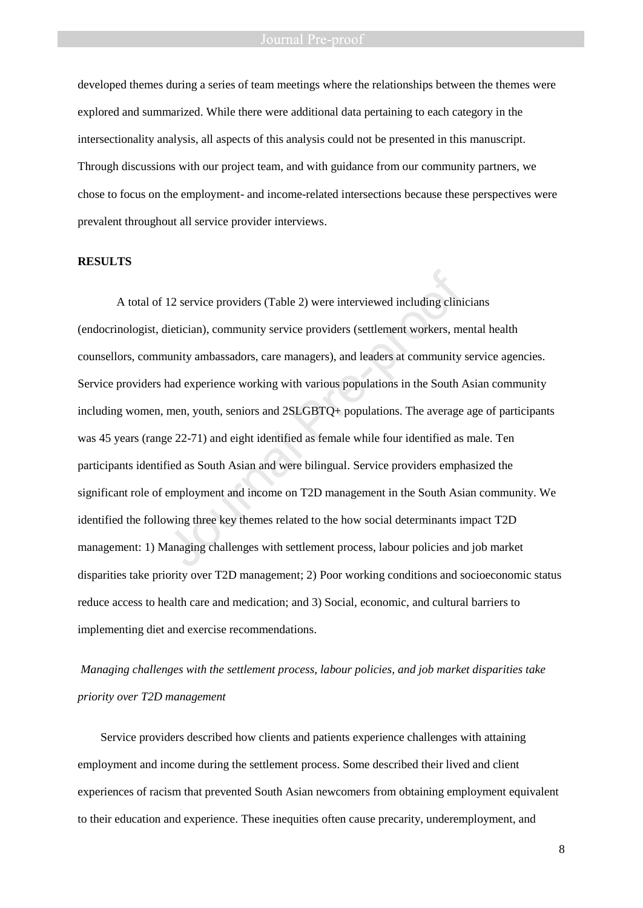developed themes during a series of team meetings where the relationships between the themes were explored and summarized. While there were additional data pertaining to each category in the intersectionality analysis, all aspects of this analysis could not be presented in this manuscript. Through discussions with our project team, and with guidance from our community partners, we chose to focus on the employment- and income-related intersections because these perspectives were prevalent throughout all service provider interviews.

## RESULTS

A total of 12 service providers (Table 2) were interviewed including clinicians (endocrinologist, dietician), community service providers (settlement workers, mental health counsellors, community ambassadors, care managers), and leaders at community service agencies. Service providers had experience working with various populations in the South Asian community including women, men, youth, seniors and 2SLGBTQ+ populations. The average age of participants was 45 years (range 22-71) and eight identified as female while four identified as male. Ten participants identified as South Asian and were bilingual. Service providers emphasized the significant role of employment and income on T2D management in the South Asian community. We identified the following three key themes related to the how social determinants impact T2D management: 1) Managing challenges with settlement process, labour policies and job market disparities take priority over T2D management; 2) Poor working conditions and socioeconomic status reduce access to health care and medication; and 3) Social, economic, and cultural barriers to implementing diet and exercise recommendations.

### *Managing challenges with the settlement process, labour policies, and job market disparities take priority over T2D management*

Service providers described how clients and patients experience challenges with attaining employment and income during the settlement process. Some described their lived and client experiences of racism that prevented South Asian newcomers from obtaining employment equivalent to their education and experience. These inequities often cause precarity, underemployment, and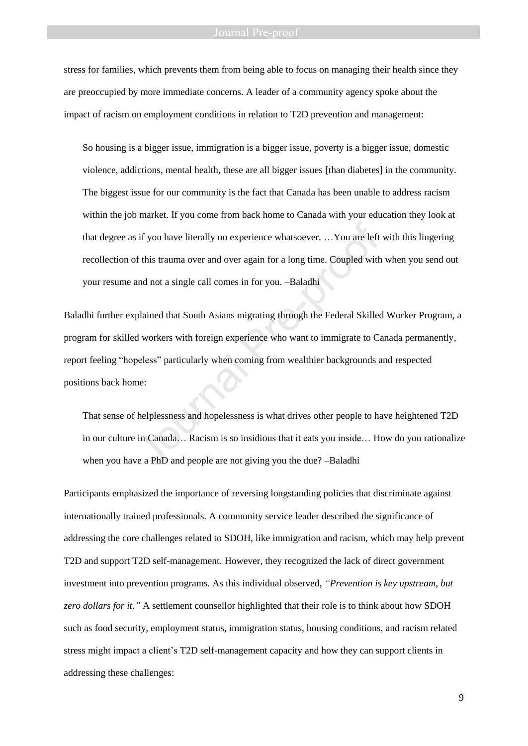stress for families, which prevents them from being able to focus on managing their health since they are preoccupied by more immediate concerns. A leader of a community agency spoke about the impact of racism on employment conditions in relation to T2D prevention and management:

> So housing is a bigger issue, immigration is a bigger issue, poverty is a bigger issue, domestic violence, addictions, mental health, these are all bigger issues [than diabetes] in the community. The biggest issue for our community is the fact that Canada has been unable to address racism within the job market. If you come from back home to Canada with your education they look at that degree as if you have literally no experience whatsoever. …You are left with this lingering recollection of this trauma over and over again for a long time. Coupled with when you send out your resume and not a single call comes in for you. –Baladhi

Baladhi further explained that South Asians migrating through the Federal Skilled Worker Program, a program for skilled workers with foreign experience who want to immigrate to Canada permanently, report feeling "hopeless" particularly when coming from wealthier backgrounds and respected positions back home:

> That sense of helplessness and hopelessness is what drives other people to have heightened T2D in our culture in Canada… Racism is so insidious that it eats you inside… How do you rationalize when you have a PhD and people are not giving you the due? –Baladhi

Participants emphasized the importance of reversing longstanding policies that discriminate against internationally trained professionals. A community service leader described the significance of addressing the core challenges related to SDOH, like immigration and racism, which may help prevent T2D and support T2D self-management. However, they recognized the lack of direct government investment into prevention programs. As this individual observed, *"Prevention is key upstream, but zero dollars for it."* A settlement counsellor highlighted that their role is to think about how SDOH such as food security, employment status, immigration status, housing conditions, and racism related stress might impact a client's T2D self-management capacity and how they can support clients in addressing these challenges: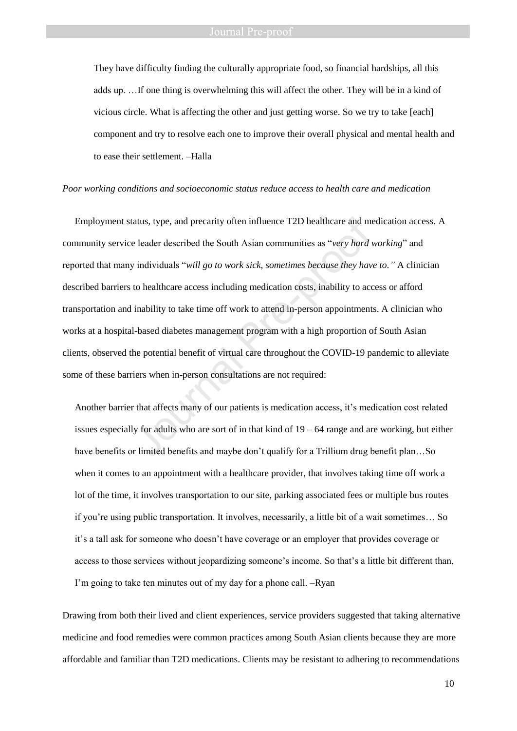> They have difficulty finding the culturally appropriate food, so financial hardships, all this adds up. …If one thing is overwhelming this will affect the other. They will be in a kind of vicious circle. What is affecting the other and just getting worse. So we try to take [each] component and try to resolve each one to improve their overall physical and mental health and to ease their settlement. –Halla

*Poor working conditions and socioeconomic status reduce access to health care and medication*

Employment status, type, and precarity often influence T2D healthcare and medication access. A community service leader described the South Asian communities as "*very hard working*" and reported that many individuals "*will go to work sick, sometimes because they have to."* A clinician described barriers to healthcare access including medication costs, inability to access or afford transportation and inability to take time off work to attend in-person appointments. A clinician who works at a hospital-based diabetes management program with a high proportion of South Asian clients, observed the potential benefit of virtual care throughout the COVID-19 pandemic to alleviate some of these barriers when in-person consultations are not required:

> Another barrier that affects many of our patients is medication access, it's medication cost related issues especially for adults who are sort of in that kind of 19 – 64 range and are working, but either have benefits or limited benefits and maybe don't qualify for a Trillium drug benefit plan…So when it comes to an appointment with a healthcare provider, that involves taking time off work a lot of the time, it involves transportation to our site, parking associated fees or multiple bus routes if you're using public transportation. It involves, necessarily, a little bit of a wait sometimes… So it's a tall ask for someone who doesn't have coverage or an employer that provides coverage or access to those services without jeopardizing someone's income. So that's a little bit different than, I'm going to take ten minutes out of my day for a phone call. –Ryan

Drawing from both their lived and client experiences, service providers suggested that taking alternative medicine and food remedies were common practices among South Asian clients because they are more affordable and familiar than T2D medications. Clients may be resistant to adhering to recommendations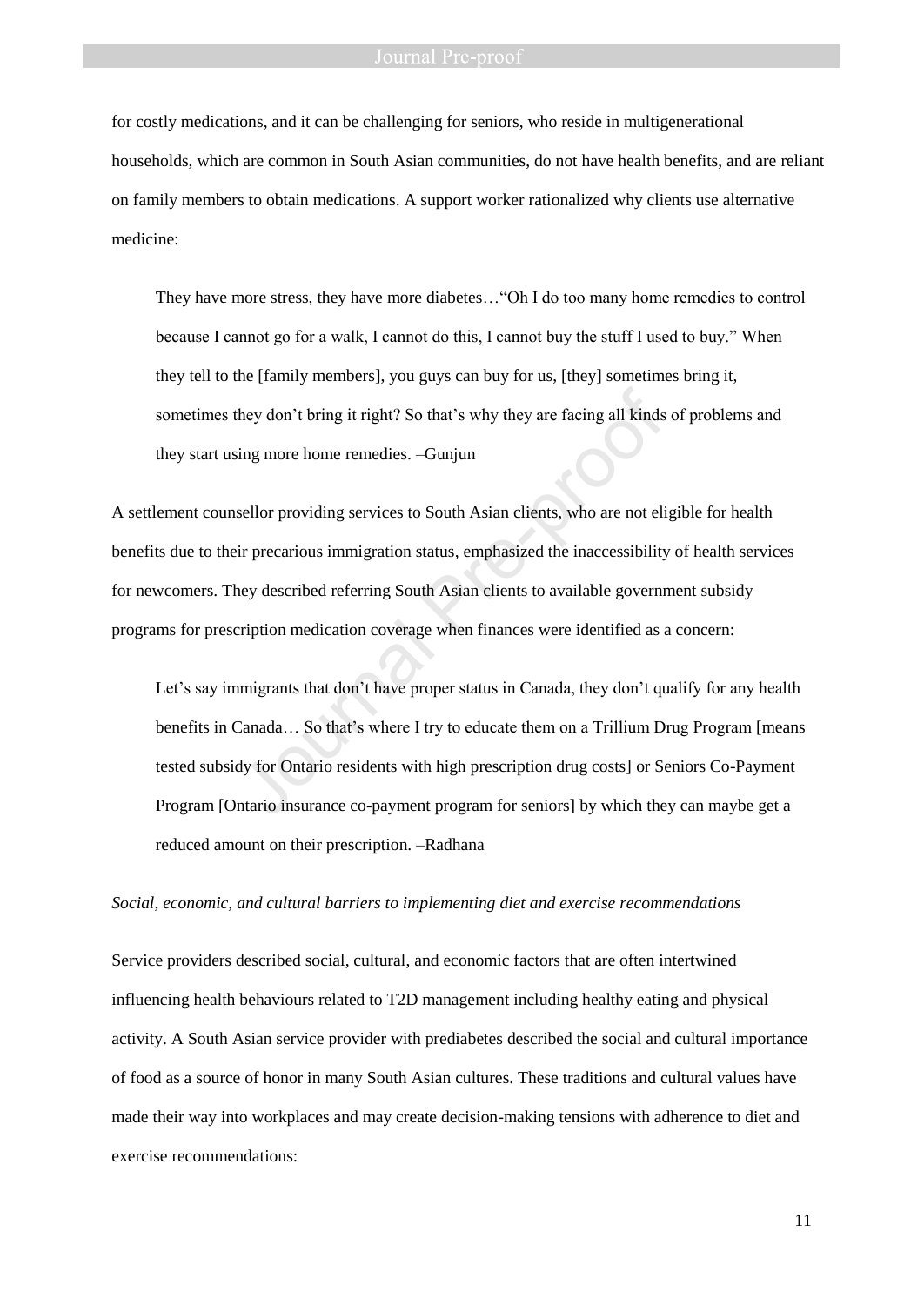for costly medications, and it can be challenging for seniors, who reside in multigenerational households, which are common in South Asian communities, do not have health benefits, and are reliant on family members to obtain medications. A support worker rationalized why clients use alternative medicine:

> They have more stress, they have more diabetes…"Oh I do too many home remedies to control because I cannot go for a walk, I cannot do this, I cannot buy the stuff I used to buy." When they tell to the [family members], you guys can buy for us, [they] sometimes bring it, sometimes they don't bring it right? So that's why they are facing all kinds of problems and they start using more home remedies. –Gunjun

A settlement counsellor providing services to South Asian clients, who are not eligible for health benefits due to their precarious immigration status, emphasized the inaccessibility of health services for newcomers. They described referring South Asian clients to available government subsidy programs for prescription medication coverage when finances were identified as a concern:

> Let's say immigrants that don't have proper status in Canada, they don't qualify for any health benefits in Canada… So that's where I try to educate them on a Trillium Drug Program [means tested subsidy for Ontario residents with high prescription drug costs] or Seniors Co-Payment Program [Ontario insurance co-payment program for seniors] by which they can maybe get a reduced amount on their prescription. –Radhana

*Social, economic, and cultural barriers to implementing diet and exercise recommendations*

Service providers described social, cultural, and economic factors that are often intertwined influencing health behaviours related to T2D management including healthy eating and physical activity. A South Asian service provider with prediabetes described the social and cultural importance of food as a source of honor in many South Asian cultures. These traditions and cultural values have made their way into workplaces and may create decision-making tensions with adherence to diet and exercise recommendations: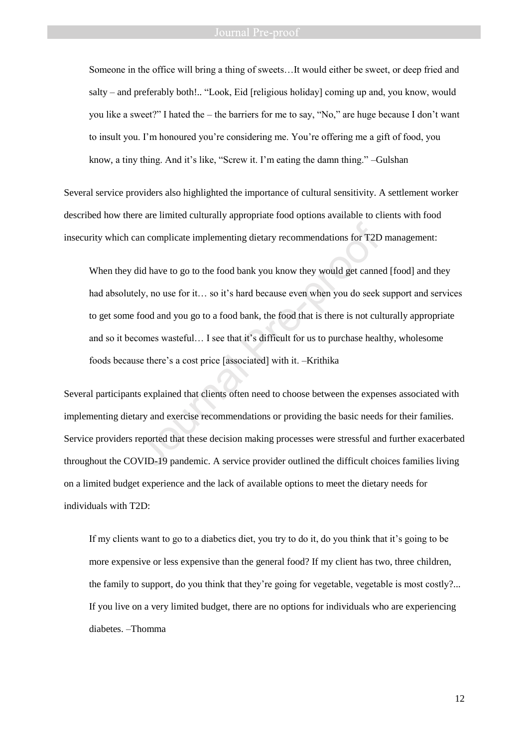> Someone in the office will bring a thing of sweets…It would either be sweet, or deep fried and salty – and preferably both!.. "Look, Eid [religious holiday] coming up and, you know, would you like a sweet?" I hated the – the barriers for me to say, "No," are huge because I don't want to insult you. I'm honoured you're considering me. You're offering me a gift of food, you know, a tiny thing. And it's like, "Screw it. I'm eating the damn thing." –Gulshan

Several service providers also highlighted the importance of cultural sensitivity. A settlement worker described how there are limited culturally appropriate food options available to clients with food insecurity which can complicate implementing dietary recommendations for T2D management:

> When they did have to go to the food bank you know they would get canned [food] and they had absolutely, no use for it… so it's hard because even when you do seek support and services to get some food and you go to a food bank, the food that is there is not culturally appropriate and so it becomes wasteful… I see that it's difficult for us to purchase healthy, wholesome foods because there's a cost price [associated] with it. –Krithika

Several participants explained that clients often need to choose between the expenses associated with implementing dietary and exercise recommendations or providing the basic needs for their families. Service providers reported that these decision making processes were stressful and further exacerbated throughout the COVID-19 pandemic. A service provider outlined the difficult choices families living on a limited budget experience and the lack of available options to meet the dietary needs for individuals with T2D:

> If my clients want to go to a diabetics diet, you try to do it, do you think that it's going to be more expensive or less expensive than the general food? If my client has two, three children, the family to support, do you think that they're going for vegetable, vegetable is most costly?... If you live on a very limited budget, there are no options for individuals who are experiencing diabetes. –Thomma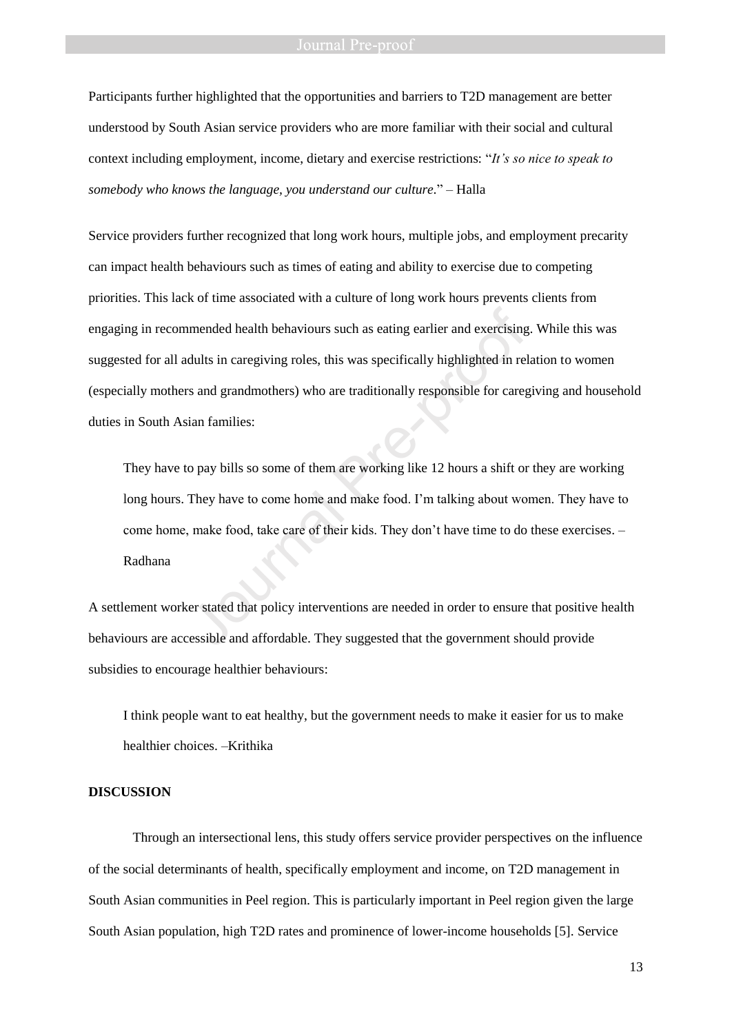Participants further highlighted that the opportunities and barriers to T2D management are better understood by South Asian service providers who are more familiar with their social and cultural context including employment, income, dietary and exercise restrictions: "*It's so nice to speak to somebody who knows the language, you understand our culture.*" – Halla

Service providers further recognized that long work hours, multiple jobs, and employment precarity can impact health behaviours such as times of eating and ability to exercise due to competing priorities. This lack of time associated with a culture of long work hours prevents clients from engaging in recommended health behaviours such as eating earlier and exercising. While this was suggested for all adults in caregiving roles, this was specifically highlighted in relation to women (especially mothers and grandmothers) who are traditionally responsible for caregiving and household duties in South Asian families:

> They have to pay bills so some of them are working like 12 hours a shift or they are working long hours. They have to come home and make food. I'm talking about women. They have to come home, make food, take care of their kids. They don't have time to do these exercises. – Radhana

A settlement worker stated that policy interventions are needed in order to ensure that positive health behaviours are accessible and affordable. They suggested that the government should provide subsidies to encourage healthier behaviours:

> I think people want to eat healthy, but the government needs to make it easier for us to make healthier choices. –Krithika

**DISCUSSION**

Through an intersectional lens, this study offers service provider perspectives on the influence of the social determinants of health, specifically employment and income, on T2D management in South Asian communities in Peel region. This is particularly important in Peel region given the large South Asian population, high T2D rates and prominence of lower-income households [5]. Service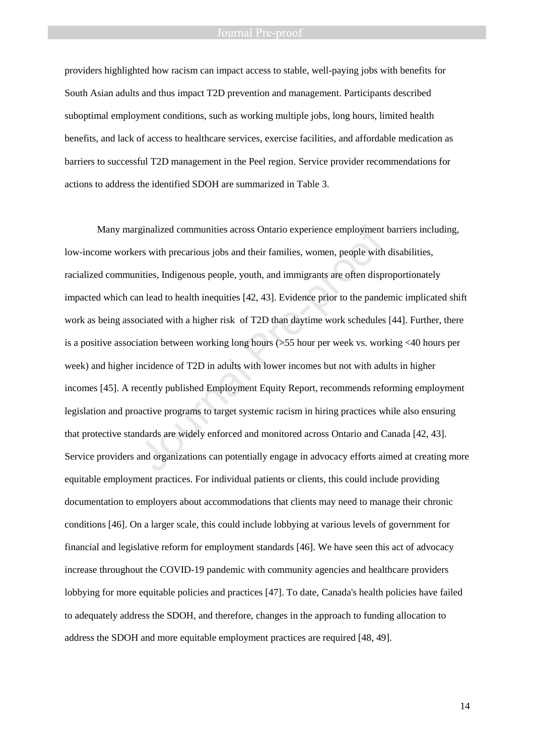providers highlighted how racism can impact access to stable, well-paying jobs with benefits for South Asian adults and thus impact T2D prevention and management. Participants described suboptimal employment conditions, such as working multiple jobs, long hours, limited health benefits, and lack of access to healthcare services, exercise facilities, and affordable medication as barriers to successful T2D management in the Peel region. Service provider recommendations for actions to address the identified SDOH are summarized in Table 3.

Many marginalized communities across Ontario experience employment barriers including, low-income workers with precarious jobs and their families, women, people with disabilities, racialized communities, Indigenous people, youth, and immigrants are often disproportionately impacted which can lead to health inequities [42, 43]. Evidence prior to the pandemic implicated shift work as being associated with a higher risk of T2D than daytime work schedules [44]. Further, there is a positive association between working long hours (>55 hour per week vs. working <40 hours per week) and higher incidence of T2D in adults with lower incomes but not with adults in higher incomes [45]. A recently published Employment Equity Report, recommends reforming employment legislation and proactive programs to target systemic racism in hiring practices while also ensuring that protective standards are widely enforced and monitored across Ontario and Canada [42, 43]. Service providers and organizations can potentially engage in advocacy efforts aimed at creating more equitable employment practices. For individual patients or clients, this could include providing documentation to employers about accommodations that clients may need to manage their chronic conditions [46]. On a larger scale, this could include lobbying at various levels of government for financial and legislative reform for employment standards [46]. We have seen this act of advocacy increase throughout the COVID-19 pandemic with community agencies and healthcare providers lobbying for more equitable policies and practices [47]. To date, Canada's health policies have failed to adequately address the SDOH, and therefore, changes in the approach to funding allocation to address the SDOH and more equitable employment practices are required [48, 49].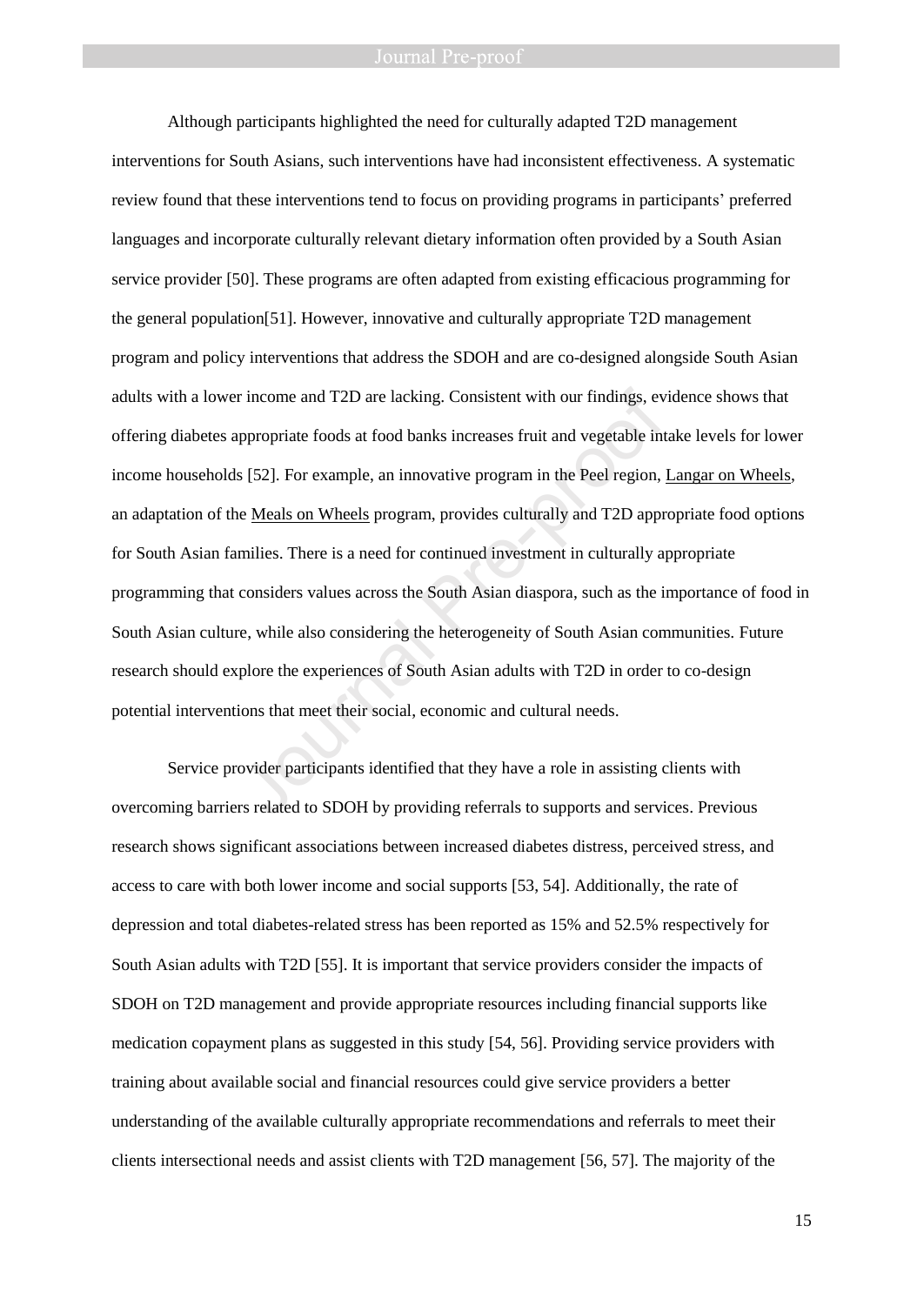Although participants highlighted the need for culturally adapted T2D management interventions for South Asians, such interventions have had inconsistent effectiveness. A systematic review found that these interventions tend to focus on providing programs in participants' preferred languages and incorporate culturally relevant dietary information often provided by a South Asian service provider [50]. These programs are often adapted from existing efficacious programming for the general population[51]. However, innovative and culturally appropriate T2D management program and policy interventions that address the SDOH and are co-designed alongside South Asian adults with a lower income and T2D are lacking. Consistent with our findings, evidence shows that offering diabetes appropriate foods at food banks increases fruit and vegetable intake levels for lower income households [52]. For example, an innovative program in the Peel region, Langar on Wheels, an adaptation of the Meals on Wheels program, provides culturally and T2D appropriate food options for South Asian families. There is a need for continued investment in culturally appropriate programming that considers values across the South Asian diaspora, such as the importance of food in South Asian culture, while also considering the heterogeneity of South Asian communities. Future research should explore the experiences of South Asian adults with T2D in order to co-design potential interventions that meet their social, economic and cultural needs.

Service provider participants identified that they have a role in assisting clients with overcoming barriers related to SDOH by providing referrals to supports and services. Previous research shows significant associations between increased diabetes distress, perceived stress, and access to care with both lower income and social supports [53, 54]. Additionally, the rate of depression and total diabetes-related stress has been reported as 15% and 52.5% respectively for South Asian adults with T2D [55]. It is important that service providers consider the impacts of SDOH on T2D management and provide appropriate resources including financial supports like medication copayment plans as suggested in this study [54, 56]. Providing service providers with training about available social and financial resources could give service providers a better understanding of the available culturally appropriate recommendations and referrals to meet their clients intersectional needs and assist clients with T2D management [56, 57]. The majority of the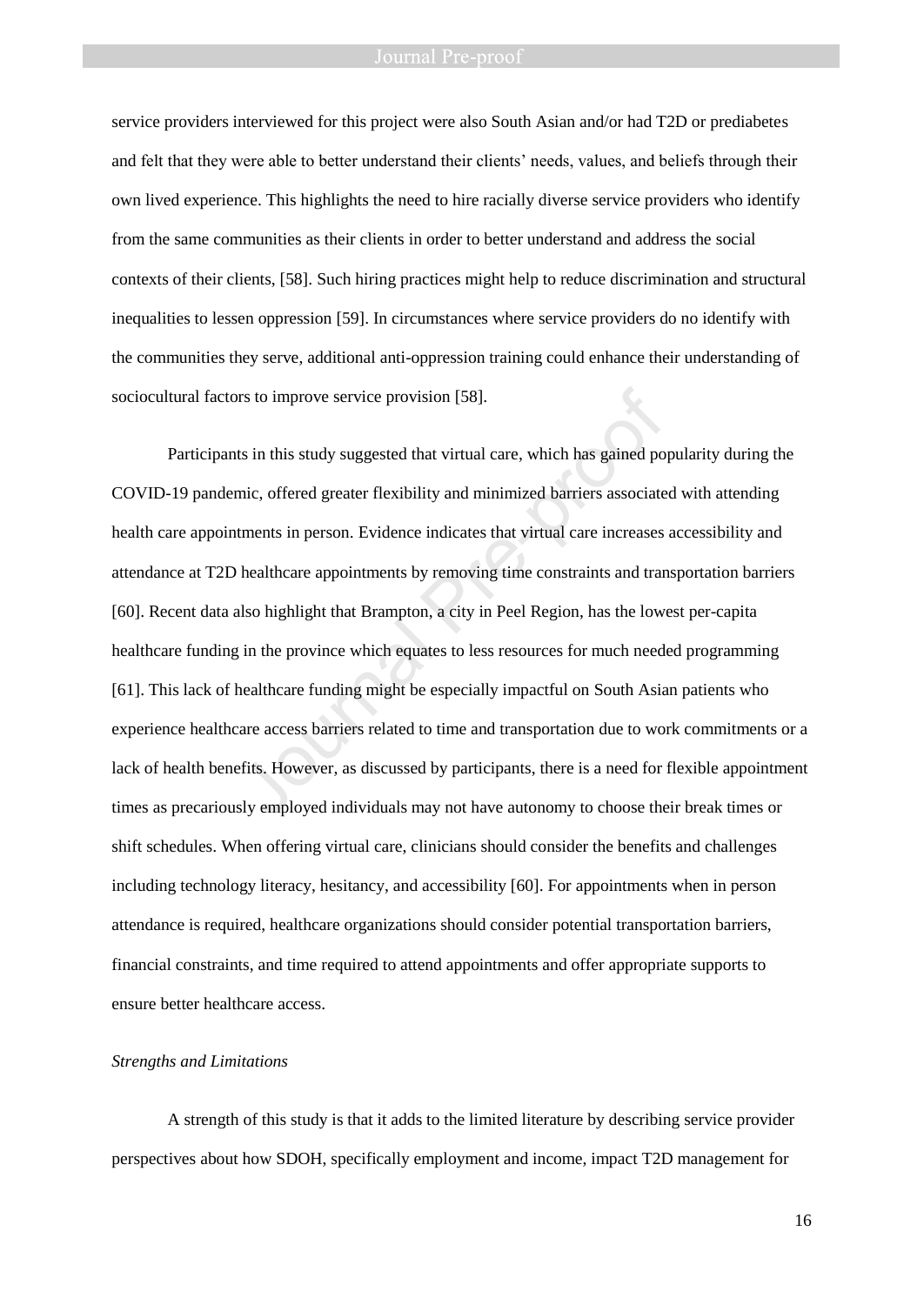service providers interviewed for this project were also South Asian and/or had T2D or prediabetes and felt that they were able to better understand their clients' needs, values, and beliefs through their own lived experience. This highlights the need to hire racially diverse service providers who identify from the same communities as their clients in order to better understand and address the social contexts of their clients, [58]. Such hiring practices might help to reduce discrimination and structural inequalities to lessen oppression [59]. In circumstances where service providers do no identify with the communities they serve, additional anti-oppression training could enhance their understanding of sociocultural factors to improve service provision [58].

Participants in this study suggested that virtual care, which has gained popularity during the COVID-19 pandemic, offered greater flexibility and minimized barriers associated with attending health care appointments in person. Evidence indicates that virtual care increases accessibility and attendance at T2D healthcare appointments by removing time constraints and transportation barriers [60]. Recent data also highlight that Brampton, a city in Peel Region, has the lowest per-capita healthcare funding in the province which equates to less resources for much needed programming [61]. This lack of healthcare funding might be especially impactful on South Asian patients who experience healthcare access barriers related to time and transportation due to work commitments or a lack of health benefits. However, as discussed by participants, there is a need for flexible appointment times as precariously employed individuals may not have autonomy to choose their break times or shift schedules. When offering virtual care, clinicians should consider the benefits and challenges including technology literacy, hesitancy, and accessibility [60]. For appointments when in person attendance is required, healthcare organizations should consider potential transportation barriers, financial constraints, and time required to attend appointments and offer appropriate supports to ensure better healthcare access.

*Strengths and Limitations*

A strength of this study is that it adds to the limited literature by describing service provider perspectives about how SDOH, specifically employment and income, impact T2D management for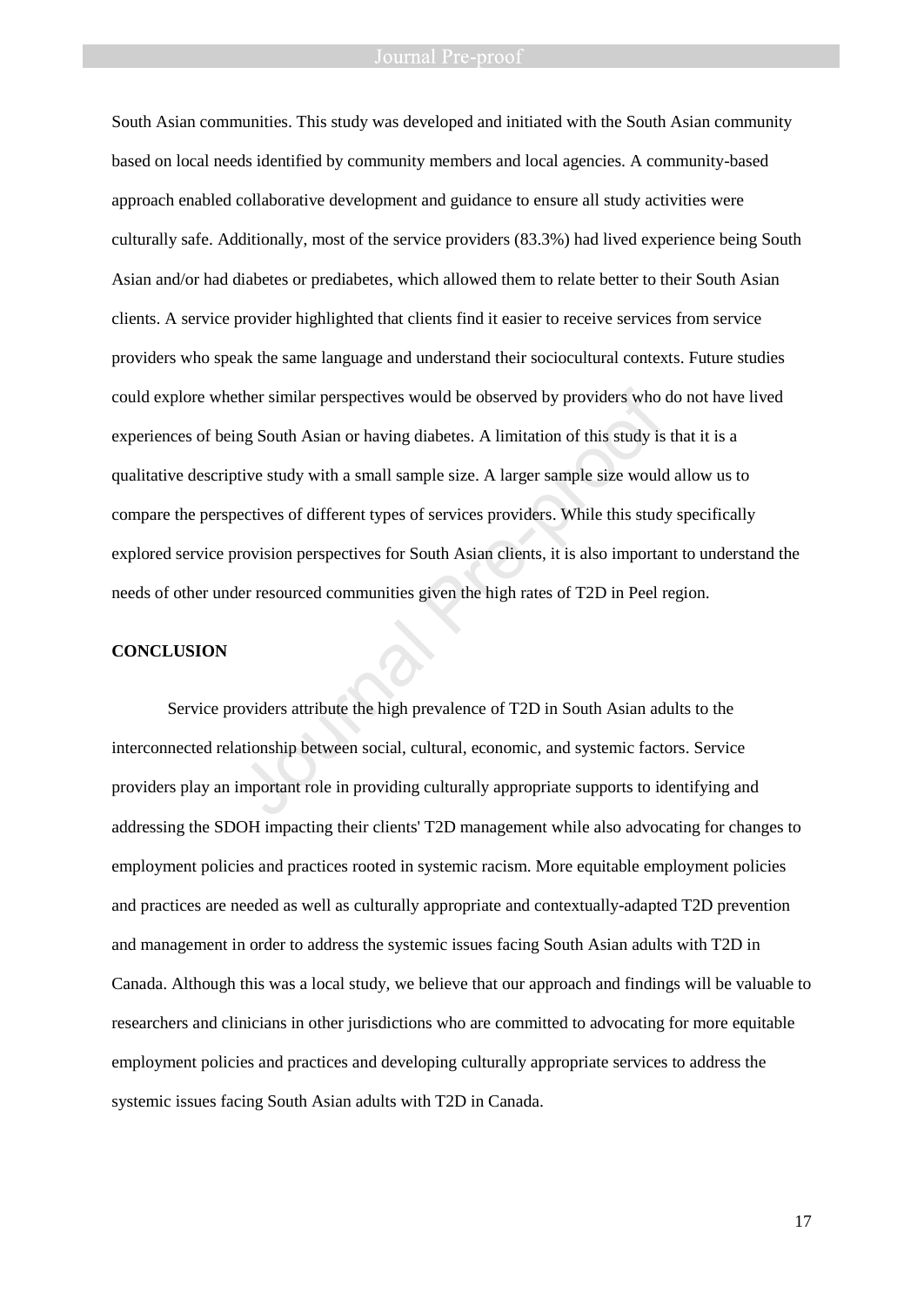South Asian communities. This study was developed and initiated with the South Asian community based on local needs identified by community members and local agencies. A community-based approach enabled collaborative development and guidance to ensure all study activities were culturally safe. Additionally, most of the service providers (83.3%) had lived experience being South Asian and/or had diabetes or prediabetes, which allowed them to relate better to their South Asian clients. A service provider highlighted that clients find it easier to receive services from service providers who speak the same language and understand their sociocultural contexts. Future studies could explore whether similar perspectives would be observed by providers who do not have lived experiences of being South Asian or having diabetes. A limitation of this study is that it is a qualitative descriptive study with a small sample size. A larger sample size would allow us to compare the perspectives of different types of services providers. While this study specifically explored service provision perspectives for South Asian clients, it is also important to understand the needs of other under resourced communities given the high rates of T2D in Peel region.

## CONCLUSION

Service providers attribute the high prevalence of T2D in South Asian adults to the interconnected relationship between social, cultural, economic, and systemic factors. Service providers play an important role in providing culturally appropriate supports to identifying and addressing the SDOH impacting their clients' T2D management while also advocating for changes to employment policies and practices rooted in systemic racism. More equitable employment policies and practices are needed as well as culturally appropriate and contextually-adapted T2D prevention and management in order to address the systemic issues facing South Asian adults with T2D in Canada. Although this was a local study, we believe that our approach and findings will be valuable to researchers and clinicians in other jurisdictions who are committed to advocating for more equitable employment policies and practices and developing culturally appropriate services to address the systemic issues facing South Asian adults with T2D in Canada.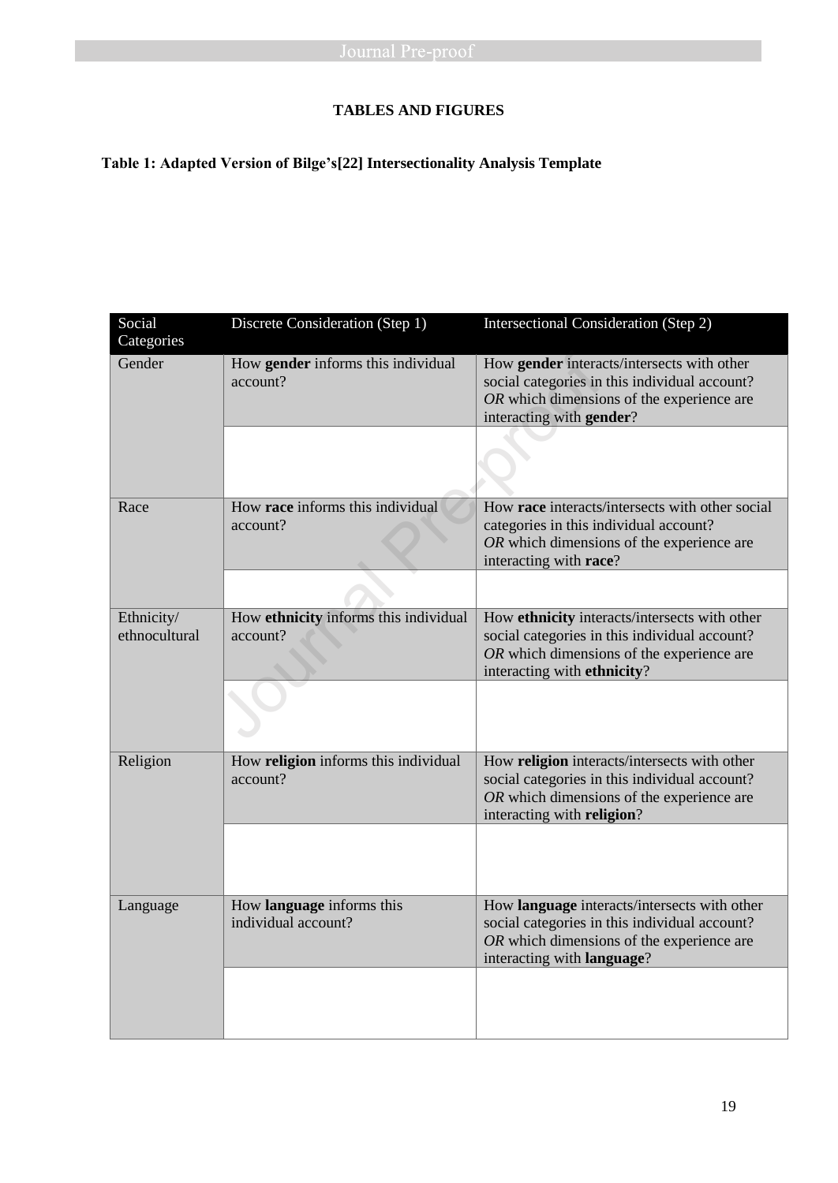**TABLES AND FIGURES**

**Table 1: Adapted Version of Bilge's[22] Intersectionality Analysis Template**

| Social Categories | Discrete Consideration (Step 1) | Intersectional Consideration (Step 2) |
|---|---|---|
| Gender | How **gender** informs this individual account? | How **gender** interacts/intersects with other social categories in this individual account? *OR* which dimensions of the experience are interacting with **gender**? |
| | | |
| Race | How **race** informs this individual account? | How **race** interacts/intersects with other social categories in this individual account? *OR* which dimensions of the experience are interacting with **race**? |
| | | |
| Ethnicity/ ethnocultural | How **ethnicity** informs this individual account? | How **ethnicity** interacts/intersects with other social categories in this individual account? *OR* which dimensions of the experience are interacting with **ethnicity**? |
| | | |
| Religion | How **religion** informs this individual account? | How **religion** interacts/intersects with other social categories in this individual account? *OR* which dimensions of the experience are interacting with **religion**? |
| | | |
| Language | How **language** informs this individual account? | How **language** interacts/intersects with other social categories in this individual account? *OR* which dimensions of the experience are interacting with **language**? |
| | | |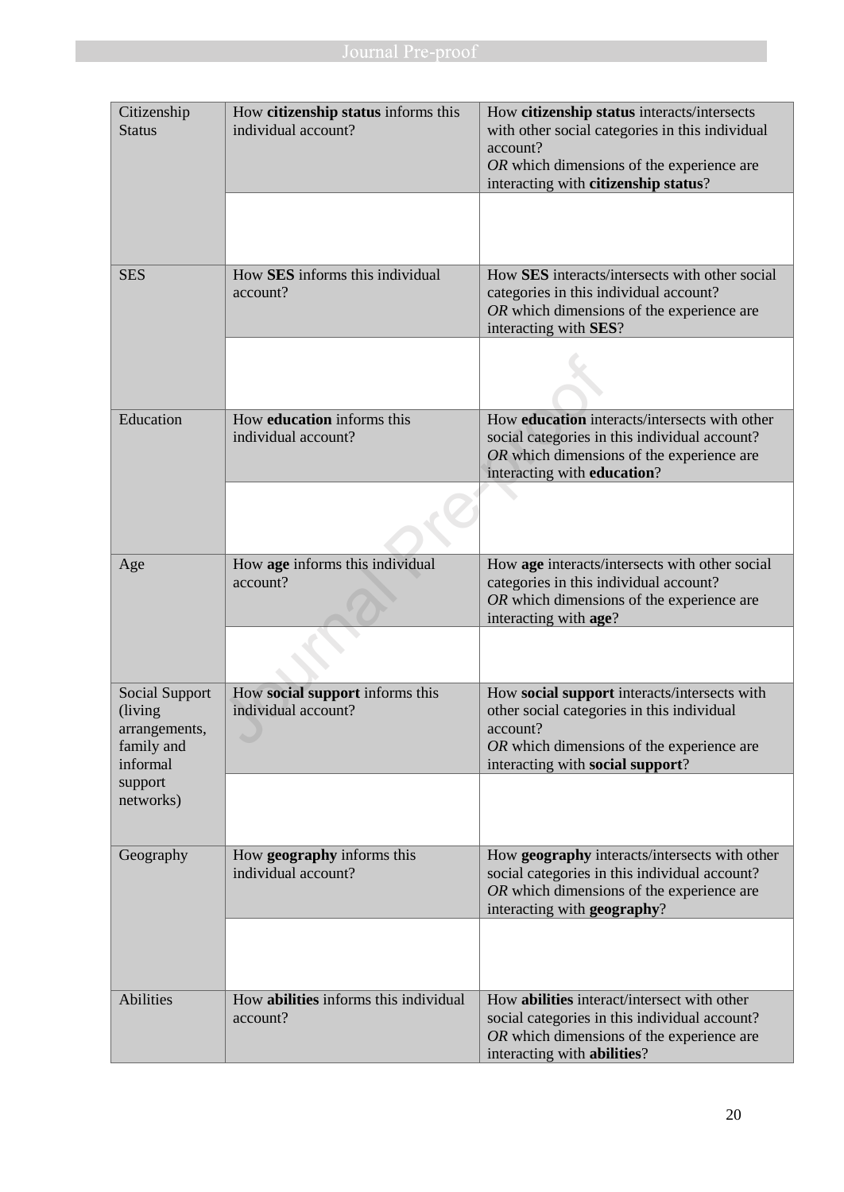| | | |
|---|---|---|
| Citizenship Status | How **citizenship status** informs this individual account? | How **citizenship status** interacts/intersects with other social categories in this individual account? *OR* which dimensions of the experience are interacting with **citizenship status**? |
| | | |
| SES | How **SES** informs this individual account? | How **SES** interacts/intersects with other social categories in this individual account? *OR* which dimensions of the experience are interacting with **SES**? |
| | | |
| Education | How **education** informs this individual account? | How **education** interacts/intersects with other social categories in this individual account? *OR* which dimensions of the experience are interacting with **education**? |
| | | |
| Age | How **age** informs this individual account? | How **age** interacts/intersects with other social categories in this individual account? *OR* which dimensions of the experience are interacting with **age**? |
| | | |
| Social Support (living arrangements, family and informal support networks) | How **social support** informs this individual account? | How **social support** interacts/intersects with other social categories in this individual account? *OR* which dimensions of the experience are interacting with **social support**? |
| | | |
| Geography | How **geography** informs this individual account? | How **geography** interacts/intersects with other social categories in this individual account? *OR* which dimensions of the experience are interacting with **geography**? |
| | | |
| Abilities | How **abilities** informs this individual account? | How **abilities** interact/intersect with other social categories in this individual account? *OR* which dimensions of the experience are interacting with **abilities**? |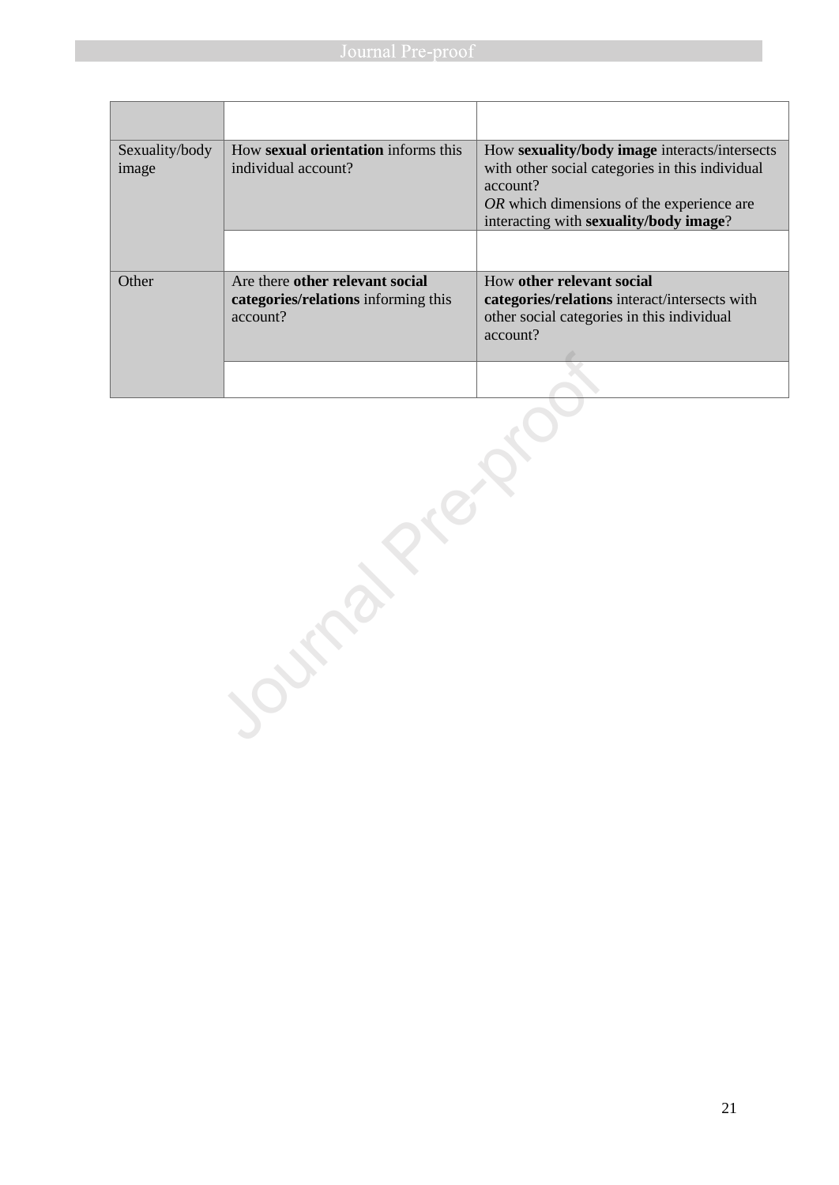| | | |
|---|---|---|
| Sexuality/body image | How **sexual orientation** informs this individual account? | How **sexuality/body image** interacts/intersects with other social categories in this individual account? *OR* which dimensions of the experience are interacting with **sexuality/body image**? |
| | | |
| Other | Are there **other relevant social categories/relations** informing this account? | How **other relevant social categories/relations** interact/intersects with other social categories in this individual account? |
| | | |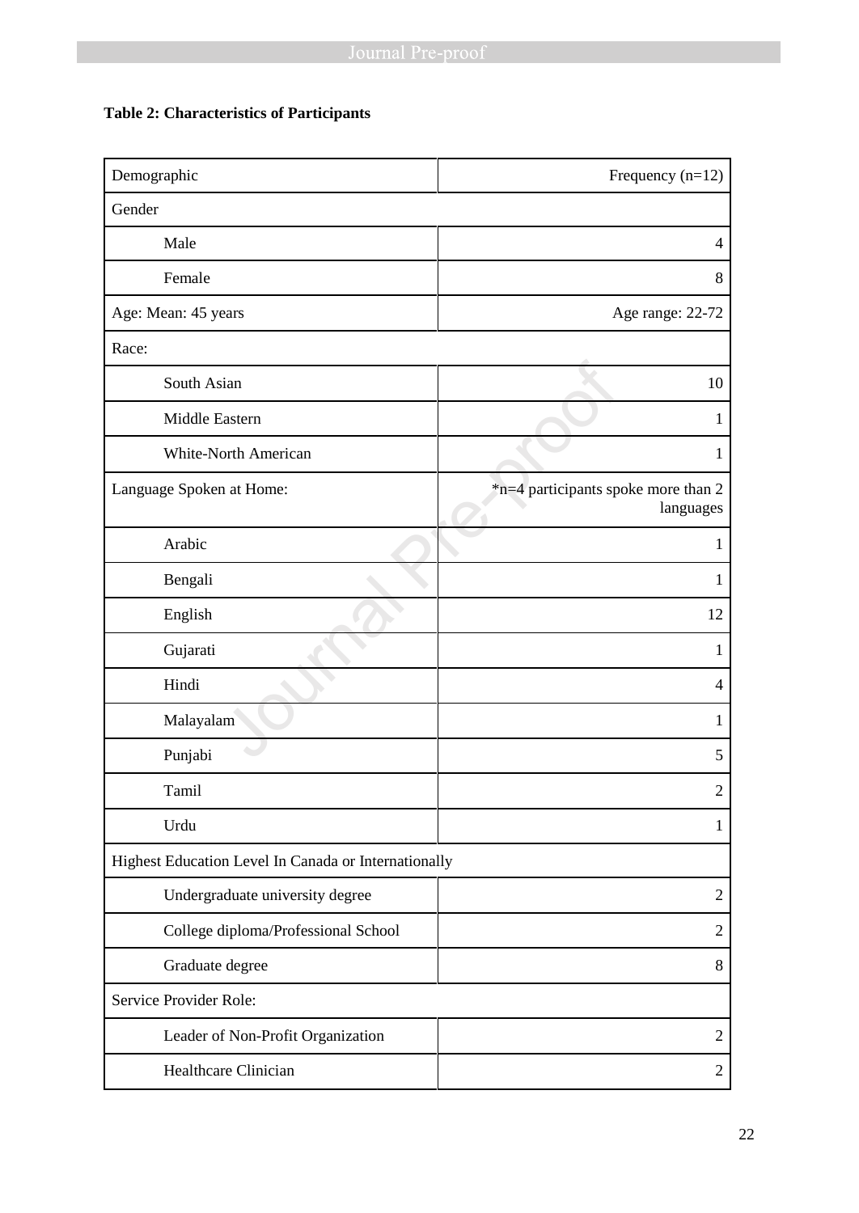**Table 2: Characteristics of Participants**

| Demographic | Frequency (n=12) |
|---|---|
| Gender | |
| Male | 4 |
| Female | 8 |
| Age: Mean: 45 years | Age range: 22-72 |
| Race: | |
| South Asian | 10 |
| Middle Eastern | 1 |
| White-North American | 1 |
| Language Spoken at Home: | *n=4 participants spoke more than 2 languages |
| Arabic | 1 |
| Bengali | 1 |
| English | 12 |
| Gujarati | 1 |
| Hindi | 4 |
| Malayalam | 1 |
| Punjabi | 5 |
| Tamil | 2 |
| Urdu | 1 |
| Highest Education Level In Canada or Internationally | |
| Undergraduate university degree | 2 |
| College diploma/Professional School | 2 |
| Graduate degree | 8 |
| Service Provider Role: | |
| Leader of Non-Profit Organization | 2 |
| Healthcare Clinician | 2 |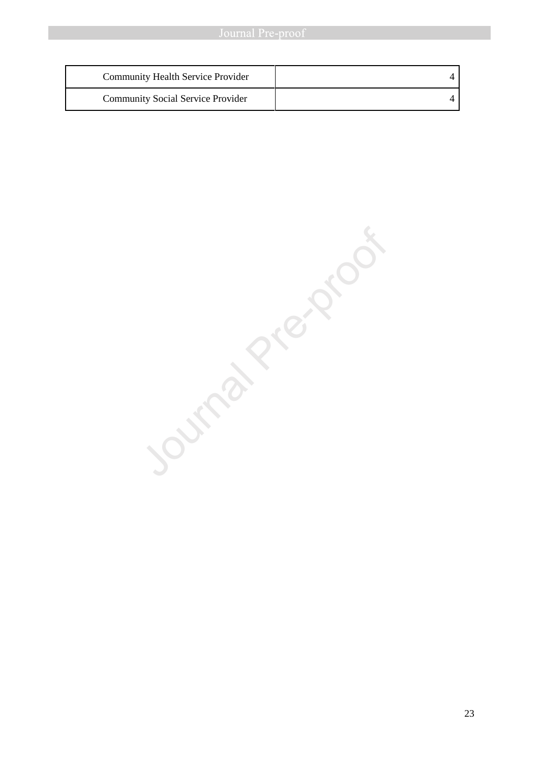| | |
|---|---|
| Community Health Service Provider | 4 |
| Community Social Service Provider | 4 |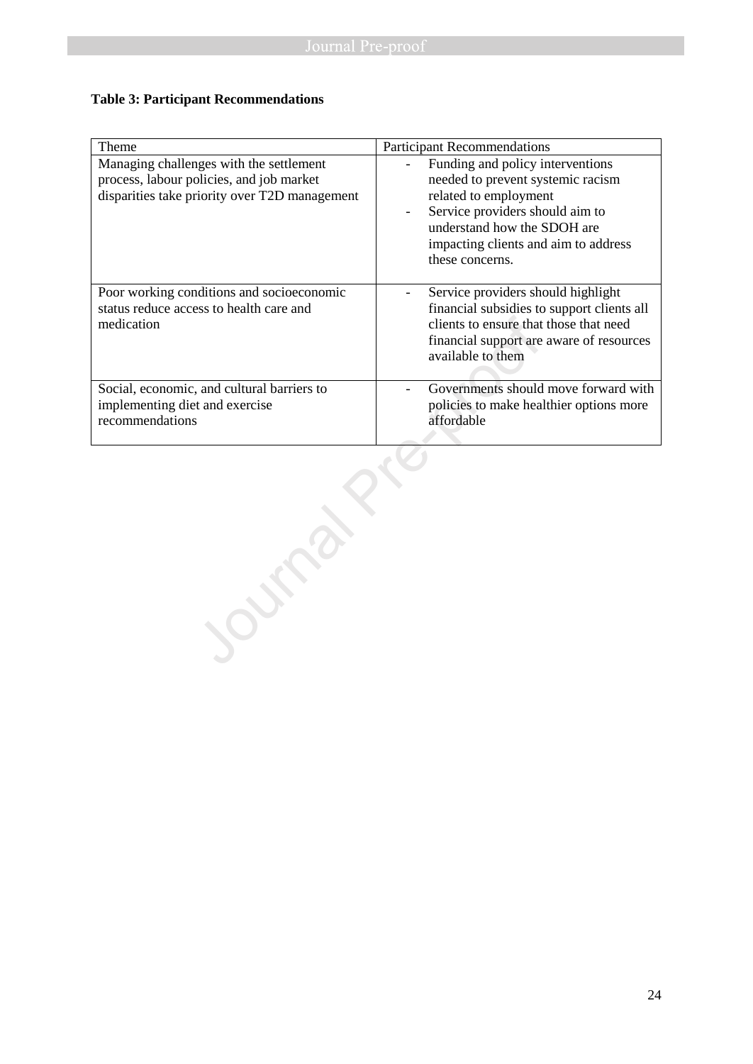**Table 3: Participant Recommendations**

| Theme | Participant Recommendations |
|---|---|
| Managing challenges with the settlement process, labour policies, and job market disparities take priority over T2D management | - Funding and policy interventions needed to prevent systemic racism related to employment<br>- Service providers should aim to understand how the SDOH are impacting clients and aim to address these concerns. |
| Poor working conditions and socioeconomic status reduce access to health care and medication | - Service providers should highlight financial subsidies to support clients all clients to ensure that those that need financial support are aware of resources available to them |
| Social, economic, and cultural barriers to implementing diet and exercise recommendations | - Governments should move forward with policies to make healthier options more affordable |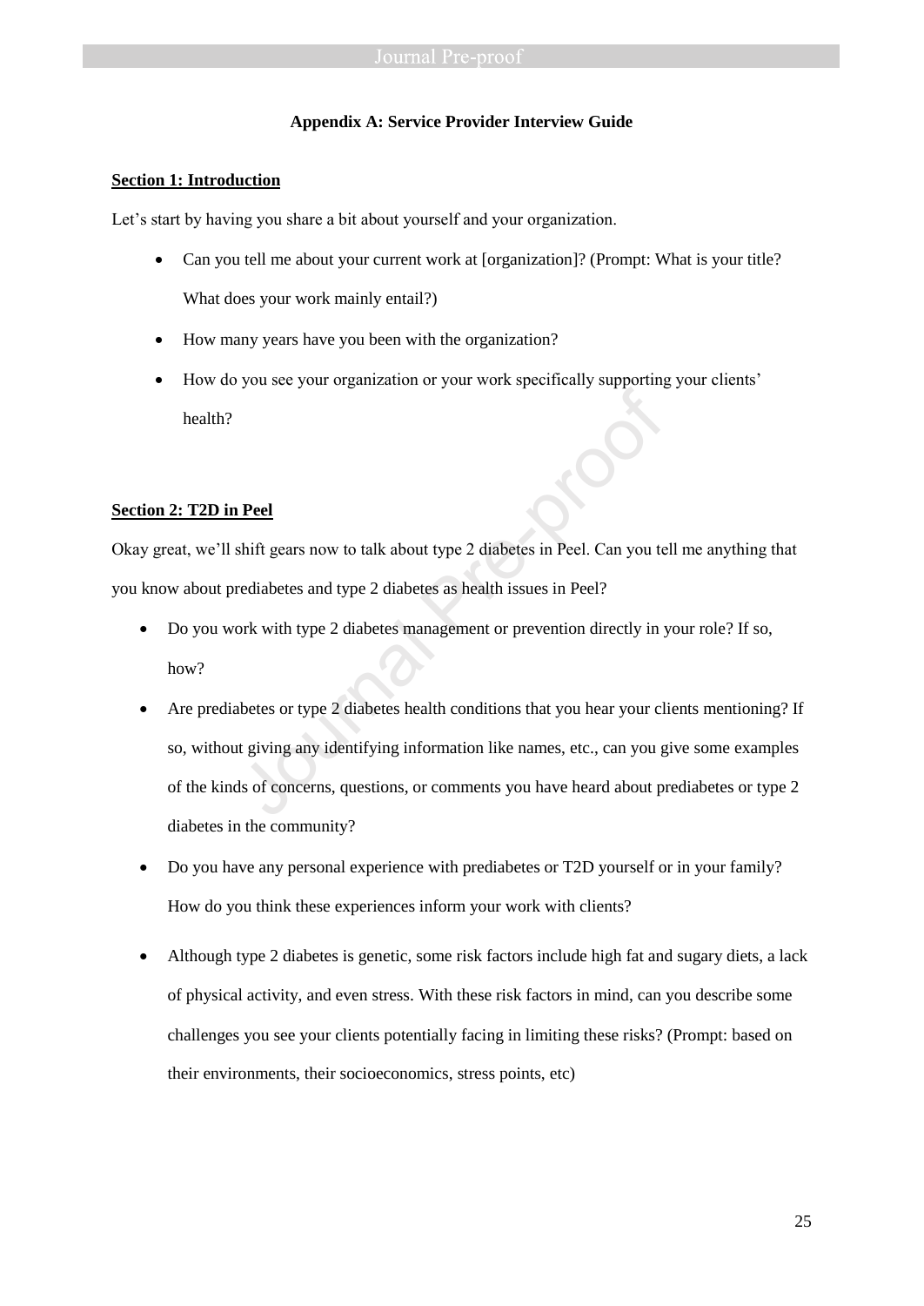**Appendix A: Service Provider Interview Guide**

**Section 1: Introduction**

Let's start by having you share a bit about yourself and your organization.

- Can you tell me about your current work at [organization]? (Prompt: What is your title? What does your work mainly entail?)
- How many years have you been with the organization?
- How do you see your organization or your work specifically supporting your clients' health?

**Section 2: T2D in Peel**

Okay great, we'll shift gears now to talk about type 2 diabetes in Peel. Can you tell me anything that you know about prediabetes and type 2 diabetes as health issues in Peel?

- Do you work with type 2 diabetes management or prevention directly in your role? If so, how?
- Are prediabetes or type 2 diabetes health conditions that you hear your clients mentioning? If so, without giving any identifying information like names, etc., can you give some examples of the kinds of concerns, questions, or comments you have heard about prediabetes or type 2 diabetes in the community?
- Do you have any personal experience with prediabetes or T2D yourself or in your family? How do you think these experiences inform your work with clients?
- Although type 2 diabetes is genetic, some risk factors include high fat and sugary diets, a lack of physical activity, and even stress. With these risk factors in mind, can you describe some challenges you see your clients potentially facing in limiting these risks? (Prompt: based on their environments, their socioeconomics, stress points, etc)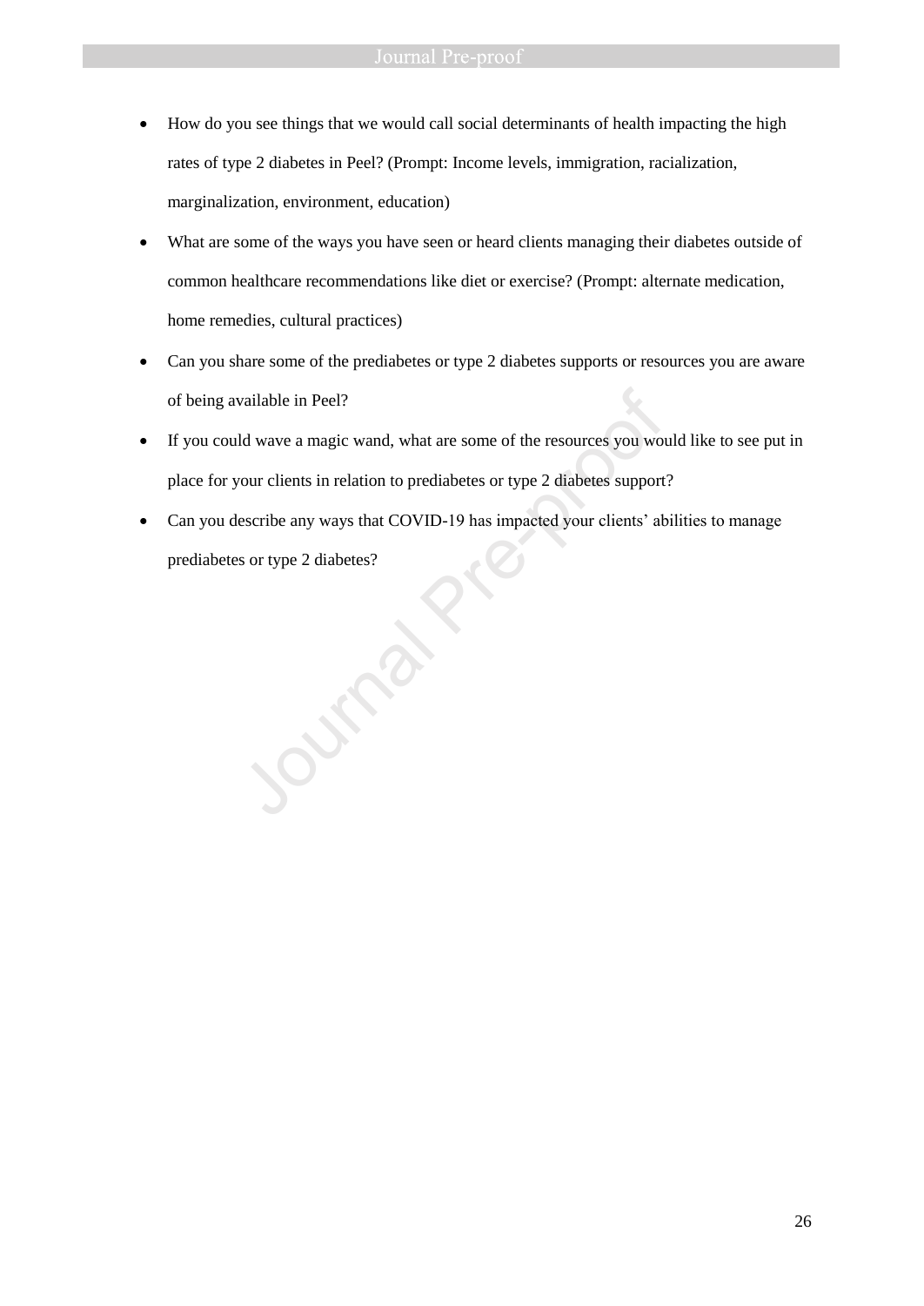- How do you see things that we would call social determinants of health impacting the high rates of type 2 diabetes in Peel? (Prompt: Income levels, immigration, racialization, marginalization, environment, education)
- What are some of the ways you have seen or heard clients managing their diabetes outside of common healthcare recommendations like diet or exercise? (Prompt: alternate medication, home remedies, cultural practices)
- Can you share some of the prediabetes or type 2 diabetes supports or resources you are aware of being available in Peel?
- If you could wave a magic wand, what are some of the resources you would like to see put in place for your clients in relation to prediabetes or type 2 diabetes support?
- Can you describe any ways that COVID-19 has impacted your clients' abilities to manage prediabetes or type 2 diabetes?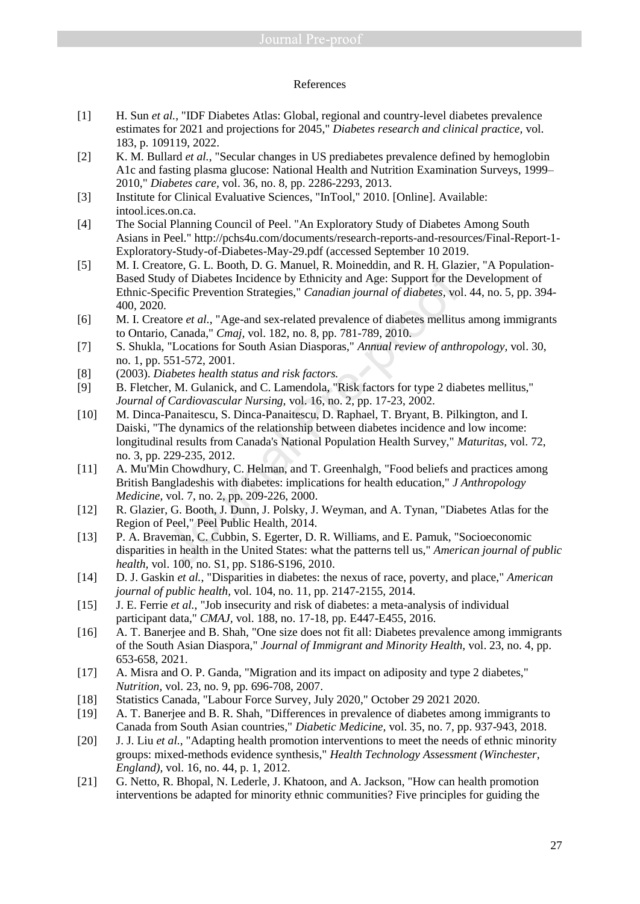References

[1] H. Sun *et al.*, "IDF Diabetes Atlas: Global, regional and country-level diabetes prevalence estimates for 2021 and projections for 2045," *Diabetes research and clinical practice,* vol. 183, p. 109119, 2022.

[2] K. M. Bullard *et al.*, "Secular changes in US prediabetes prevalence defined by hemoglobin A1c and fasting plasma glucose: National Health and Nutrition Examination Surveys, 1999–2010," *Diabetes care,* vol. 36, no. 8, pp. 2286-2293, 2013.

[3] Institute for Clinical Evaluative Sciences, "InTool," 2010. [Online]. Available: intool.ices.on.ca.

[4] The Social Planning Council of Peel. "An Exploratory Study of Diabetes Among South Asians in Peel." http://pchs4u.com/documents/research-reports-and-resources/Final-Report-1-Exploratory-Study-of-Diabetes-May-29.pdf (accessed September 10 2019.

[5] M. I. Creatore, G. L. Booth, D. G. Manuel, R. Moineddin, and R. H. Glazier, "A Population-Based Study of Diabetes Incidence by Ethnicity and Age: Support for the Development of Ethnic-Specific Prevention Strategies," *Canadian journal of diabetes,* vol. 44, no. 5, pp. 394-400, 2020.

[6] M. I. Creatore *et al.*, "Age-and sex-related prevalence of diabetes mellitus among immigrants to Ontario, Canada," *Cmaj,* vol. 182, no. 8, pp. 781-789, 2010.

[7] S. Shukla, "Locations for South Asian Diasporas," *Annual review of anthropology,* vol. 30, no. 1, pp. 551-572, 2001.

[8] (2003). *Diabetes health status and risk factors.*

[9] B. Fletcher, M. Gulanick, and C. Lamendola, "Risk factors for type 2 diabetes mellitus," *Journal of Cardiovascular Nursing,* vol. 16, no. 2, pp. 17-23, 2002.

[10] M. Dinca-Panaitescu, S. Dinca-Panaitescu, D. Raphael, T. Bryant, B. Pilkington, and I. Daiski, "The dynamics of the relationship between diabetes incidence and low income: longitudinal results from Canada's National Population Health Survey," *Maturitas,* vol. 72, no. 3, pp. 229-235, 2012.

[11] A. Mu'Min Chowdhury, C. Helman, and T. Greenhalgh, "Food beliefs and practices among British Bangladeshis with diabetes: implications for health education," *J Anthropology Medicine,* vol. 7, no. 2, pp. 209-226, 2000.

[12] R. Glazier, G. Booth, J. Dunn, J. Polsky, J. Weyman, and A. Tynan, "Diabetes Atlas for the Region of Peel," Peel Public Health, 2014.

[13] P. A. Braveman, C. Cubbin, S. Egerter, D. R. Williams, and E. Pamuk, "Socioeconomic disparities in health in the United States: what the patterns tell us," *American journal of public health,* vol. 100, no. S1, pp. S186-S196, 2010.

[14] D. J. Gaskin *et al.*, "Disparities in diabetes: the nexus of race, poverty, and place," *American journal of public health,* vol. 104, no. 11, pp. 2147-2155, 2014.

[15] J. E. Ferrie *et al.*, "Job insecurity and risk of diabetes: a meta-analysis of individual participant data," *CMAJ,* vol. 188, no. 17-18, pp. E447-E455, 2016.

[16] A. T. Banerjee and B. Shah, "One size does not fit all: Diabetes prevalence among immigrants of the South Asian Diaspora," *Journal of Immigrant and Minority Health,* vol. 23, no. 4, pp. 653-658, 2021.

[17] A. Misra and O. P. Ganda, "Migration and its impact on adiposity and type 2 diabetes," *Nutrition,* vol. 23, no. 9, pp. 696-708, 2007.

[18] Statistics Canada, "Labour Force Survey, July 2020," October 29 2021 2020.

[19] A. T. Banerjee and B. R. Shah, "Differences in prevalence of diabetes among immigrants to Canada from South Asian countries," *Diabetic Medicine,* vol. 35, no. 7, pp. 937-943, 2018.

[20] J. J. Liu *et al.*, "Adapting health promotion interventions to meet the needs of ethnic minority groups: mixed-methods evidence synthesis," *Health Technology Assessment (Winchester, England),* vol. 16, no. 44, p. 1, 2012.

[21] G. Netto, R. Bhopal, N. Lederle, J. Khatoon, and A. Jackson, "How can health promotion interventions be adapted for minority ethnic communities? Five principles for guiding the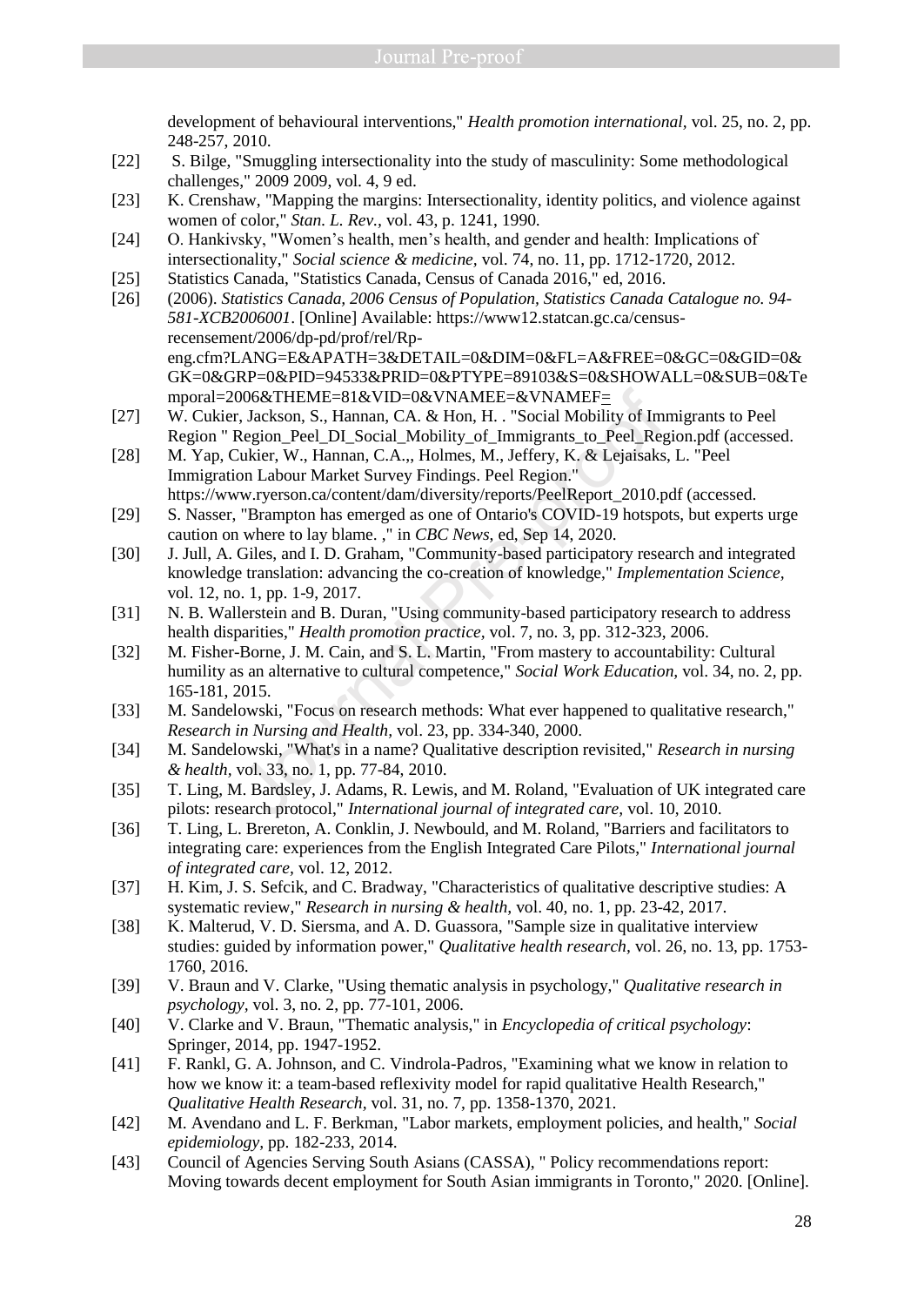development of behavioural interventions," *Health promotion international,* vol. 25, no. 2, pp. 248-257, 2010.

[22] S. Bilge, "Smuggling intersectionality into the study of masculinity: Some methodological challenges," 2009 2009, vol. 4, 9 ed.

[23] K. Crenshaw, "Mapping the margins: Intersectionality, identity politics, and violence against women of color," *Stan. L. Rev.,* vol. 43, p. 1241, 1990.

[24] O. Hankivsky, "Women's health, men's health, and gender and health: Implications of intersectionality," *Social science & medicine,* vol. 74, no. 11, pp. 1712-1720, 2012.

[25] Statistics Canada, "Statistics Canada, Census of Canada 2016," ed, 2016.

[26] (2006). *Statistics Canada, 2006 Census of Population, Statistics Canada Catalogue no. 94-581-XCB2006001*. [Online] Available: https://www12.statcan.gc.ca/census-recensement/2006/dp-pd/prof/rel/Rp-eng.cfm?LANG=E&APATH=3&DETAIL=0&DIM=0&FL=A&FREE=0&GC=0&GID=0&GK=0&GRP=0&PID=94533&PRID=0&PTYPE=89103&S=0&SHOWALL=0&SUB=0&Temporal=2006&THEME=81&VID=0&VNAMEE=&VNAMEF=

[27] W. Cukier, Jackson, S., Hannan, CA. & Hon, H. . "Social Mobility of Immigrants to Peel Region " Region_Peel_DI_Social_Mobility_of_Immigrants_to_Peel_Region.pdf (accessed.

[28] M. Yap, Cukier, W., Hannan, C.A.,, Holmes, M., Jeffery, K. & Lejaisaks, L. "Peel Immigration Labour Market Survey Findings. Peel Region." https://www.ryerson.ca/content/dam/diversity/reports/PeelReport_2010.pdf (accessed.

[29] S. Nasser, "Brampton has emerged as one of Ontario's COVID-19 hotspots, but experts urge caution on where to lay blame. ," in *CBC News*, ed, Sep 14, 2020.

[30] J. Jull, A. Giles, and I. D. Graham, "Community-based participatory research and integrated knowledge translation: advancing the co-creation of knowledge," *Implementation Science,* vol. 12, no. 1, pp. 1-9, 2017.

[31] N. B. Wallerstein and B. Duran, "Using community-based participatory research to address health disparities," *Health promotion practice,* vol. 7, no. 3, pp. 312-323, 2006.

[32] M. Fisher-Borne, J. M. Cain, and S. L. Martin, "From mastery to accountability: Cultural humility as an alternative to cultural competence," *Social Work Education,* vol. 34, no. 2, pp. 165-181, 2015.

[33] M. Sandelowski, "Focus on research methods: What ever happened to qualitative research," *Research in Nursing and Health,* vol. 23, pp. 334-340, 2000.

[34] M. Sandelowski, "What's in a name? Qualitative description revisited," *Research in nursing & health,* vol. 33, no. 1, pp. 77-84, 2010.

[35] T. Ling, M. Bardsley, J. Adams, R. Lewis, and M. Roland, "Evaluation of UK integrated care pilots: research protocol," *International journal of integrated care,* vol. 10, 2010.

[36] T. Ling, L. Brereton, A. Conklin, J. Newbould, and M. Roland, "Barriers and facilitators to integrating care: experiences from the English Integrated Care Pilots," *International journal of integrated care,* vol. 12, 2012.

[37] H. Kim, J. S. Sefcik, and C. Bradway, "Characteristics of qualitative descriptive studies: A systematic review," *Research in nursing & health,* vol. 40, no. 1, pp. 23-42, 2017.

[38] K. Malterud, V. D. Siersma, and A. D. Guassora, "Sample size in qualitative interview studies: guided by information power," *Qualitative health research,* vol. 26, no. 13, pp. 1753-1760, 2016.

[39] V. Braun and V. Clarke, "Using thematic analysis in psychology," *Qualitative research in psychology,* vol. 3, no. 2, pp. 77-101, 2006.

[40] V. Clarke and V. Braun, "Thematic analysis," in *Encyclopedia of critical psychology*: Springer, 2014, pp. 1947-1952.

[41] F. Rankl, G. A. Johnson, and C. Vindrola-Padros, "Examining what we know in relation to how we know it: a team-based reflexivity model for rapid qualitative Health Research," *Qualitative Health Research,* vol. 31, no. 7, pp. 1358-1370, 2021.

[42] M. Avendano and L. F. Berkman, "Labor markets, employment policies, and health," *Social epidemiology,* pp. 182-233, 2014.

[43] Council of Agencies Serving South Asians (CASSA), " Policy recommendations report: Moving towards decent employment for South Asian immigrants in Toronto," 2020. [Online].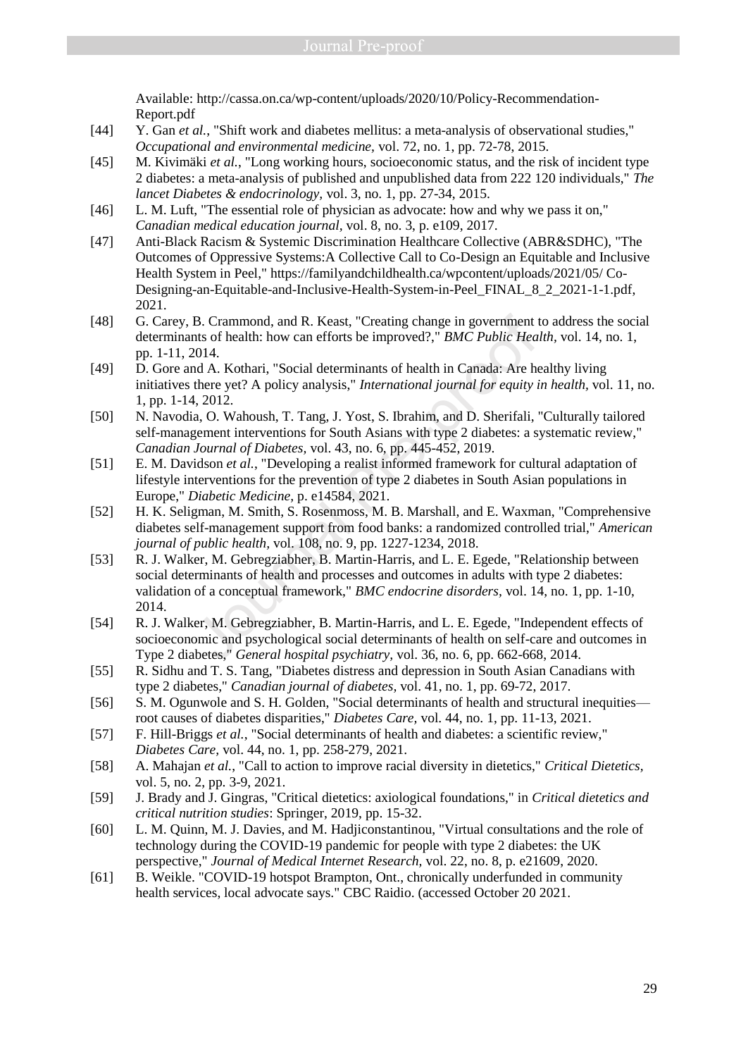Available: http://cassa.on.ca/wp-content/uploads/2020/10/Policy-Recommendation-Report.pdf

[44] Y. Gan *et al.*, "Shift work and diabetes mellitus: a meta-analysis of observational studies," *Occupational and environmental medicine,* vol. 72, no. 1, pp. 72-78, 2015.

[45] M. Kivimäki *et al.*, "Long working hours, socioeconomic status, and the risk of incident type 2 diabetes: a meta-analysis of published and unpublished data from 222 120 individuals," *The lancet Diabetes & endocrinology,* vol. 3, no. 1, pp. 27-34, 2015.

[46] L. M. Luft, "The essential role of physician as advocate: how and why we pass it on," *Canadian medical education journal,* vol. 8, no. 3, p. e109, 2017.

[47] Anti-Black Racism & Systemic Discrimination Healthcare Collective (ABR&SDHC), "The Outcomes of Oppressive Systems:A Collective Call to Co-Design an Equitable and Inclusive Health System in Peel," https://familyandchildhealth.ca/wpcontent/uploads/2021/05/ Co-Designing-an-Equitable-and-Inclusive-Health-System-in-Peel_FINAL_8_2_2021-1-1.pdf, 2021.

[48] G. Carey, B. Crammond, and R. Keast, "Creating change in government to address the social determinants of health: how can efforts be improved?," *BMC Public Health,* vol. 14, no. 1, pp. 1-11, 2014.

[49] D. Gore and A. Kothari, "Social determinants of health in Canada: Are healthy living initiatives there yet? A policy analysis," *International journal for equity in health,* vol. 11, no. 1, pp. 1-14, 2012.

[50] N. Navodia, O. Wahoush, T. Tang, J. Yost, S. Ibrahim, and D. Sherifali, "Culturally tailored self-management interventions for South Asians with type 2 diabetes: a systematic review," *Canadian Journal of Diabetes,* vol. 43, no. 6, pp. 445-452, 2019.

[51] E. M. Davidson *et al.*, "Developing a realist informed framework for cultural adaptation of lifestyle interventions for the prevention of type 2 diabetes in South Asian populations in Europe," *Diabetic Medicine,* p. e14584, 2021.

[52] H. K. Seligman, M. Smith, S. Rosenmoss, M. B. Marshall, and E. Waxman, "Comprehensive diabetes self-management support from food banks: a randomized controlled trial," *American journal of public health,* vol. 108, no. 9, pp. 1227-1234, 2018.

[53] R. J. Walker, M. Gebregziabher, B. Martin-Harris, and L. E. Egede, "Relationship between social determinants of health and processes and outcomes in adults with type 2 diabetes: validation of a conceptual framework," *BMC endocrine disorders,* vol. 14, no. 1, pp. 1-10, 2014.

[54] R. J. Walker, M. Gebregziabher, B. Martin-Harris, and L. E. Egede, "Independent effects of socioeconomic and psychological social determinants of health on self-care and outcomes in Type 2 diabetes," *General hospital psychiatry,* vol. 36, no. 6, pp. 662-668, 2014.

[55] R. Sidhu and T. S. Tang, "Diabetes distress and depression in South Asian Canadians with type 2 diabetes," *Canadian journal of diabetes,* vol. 41, no. 1, pp. 69-72, 2017.

[56] S. M. Ogunwole and S. H. Golden, "Social determinants of health and structural inequities—root causes of diabetes disparities," *Diabetes Care,* vol. 44, no. 1, pp. 11-13, 2021.

[57] F. Hill-Briggs *et al.*, "Social determinants of health and diabetes: a scientific review," *Diabetes Care,* vol. 44, no. 1, pp. 258-279, 2021.

[58] A. Mahajan *et al.*, "Call to action to improve racial diversity in dietetics," *Critical Dietetics,* vol. 5, no. 2, pp. 3-9, 2021.

[59] J. Brady and J. Gingras, "Critical dietetics: axiological foundations," in *Critical dietetics and critical nutrition studies*: Springer, 2019, pp. 15-32.

[60] L. M. Quinn, M. J. Davies, and M. Hadjiconstantinou, "Virtual consultations and the role of technology during the COVID-19 pandemic for people with type 2 diabetes: the UK perspective," *Journal of Medical Internet Research,* vol. 22, no. 8, p. e21609, 2020.

[61] B. Weikle. "COVID-19 hotspot Brampton, Ont., chronically underfunded in community health services, local advocate says." CBC Raidio. (accessed October 20 2021.